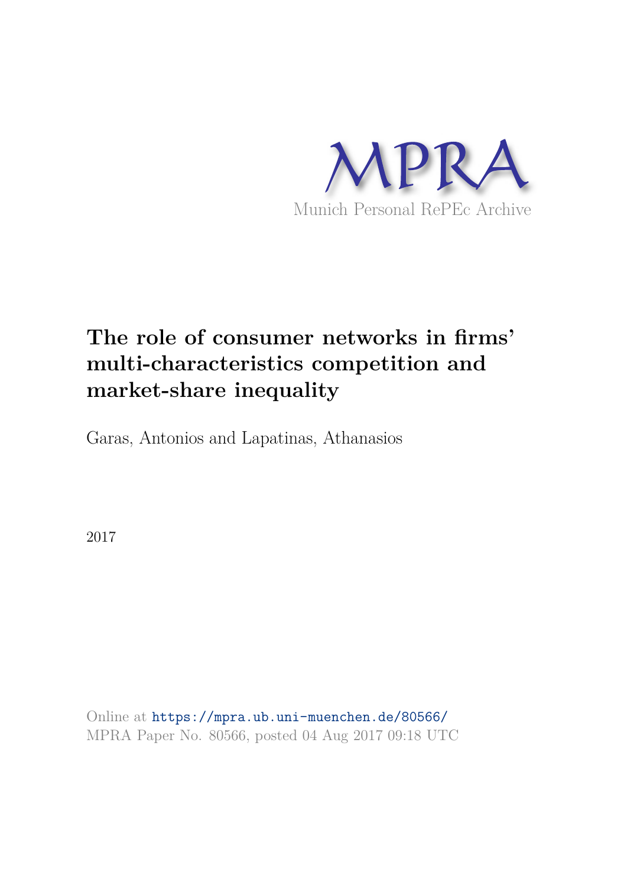MPRA

Munich Personal RePEc Archive

# The role of consumer networks in firms' multi-characteristics competition and market-share inequality

Garas, Antonios and Lapatinas, Athanasios

2017

Online at https://mpra.ub.uni-muenchen.de/80566/
MPRA Paper No. 80566, posted 04 Aug 2017 09:18 UTC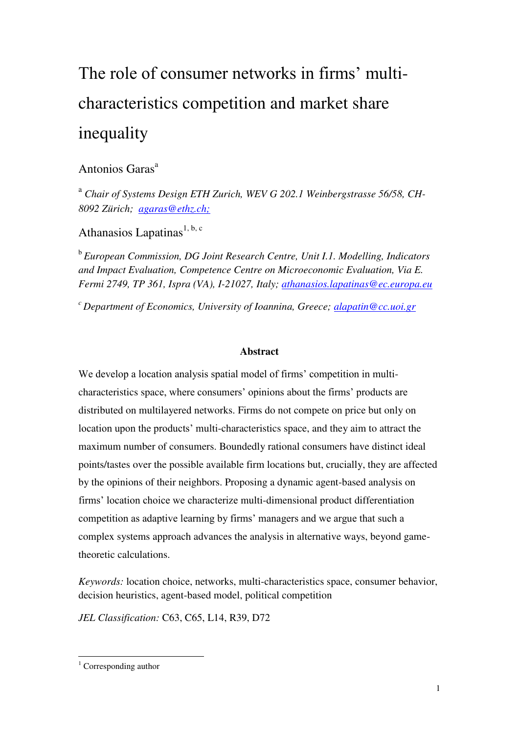# The role of consumer networks in firms' multi-characteristics competition and market share inequality

Antonios Garas[a]

[a] *Chair of Systems Design ETH Zurich, WEV G 202.1 Weinbergstrasse 56/58, CH-8092 Zürich;* *agaras@ethz.ch;*

Athanasios Lapatinas[1, b, c]

[b] *European Commission, DG Joint Research Centre, Unit I.1. Modelling, Indicators and Impact Evaluation, Competence Centre on Microeconomic Evaluation, Via E. Fermi 2749, TP 361, Ispra (VA), I-21027, Italy;* *athanasios.lapatinas@ec.europa.eu*

[c] *Department of Economics, University of Ioannina, Greece;* *alapatin@cc.uoi.gr*

**Abstract**

We develop a location analysis spatial model of firms' competition in multi-characteristics space, where consumers' opinions about the firms' products are distributed on multilayered networks. Firms do not compete on price but only on location upon the products' multi-characteristics space, and they aim to attract the maximum number of consumers. Boundedly rational consumers have distinct ideal points/tastes over the possible available firm locations but, crucially, they are affected by the opinions of their neighbors. Proposing a dynamic agent-based analysis on firms' location choice we characterize multi-dimensional product differentiation competition as adaptive learning by firms' managers and we argue that such a complex systems approach advances the analysis in alternative ways, beyond game-theoretic calculations.

*Keywords:* location choice, networks, multi-characteristics space, consumer behavior, decision heuristics, agent-based model, political competition

*JEL Classification:* C63, C65, L14, R39, D72

[1] Corresponding author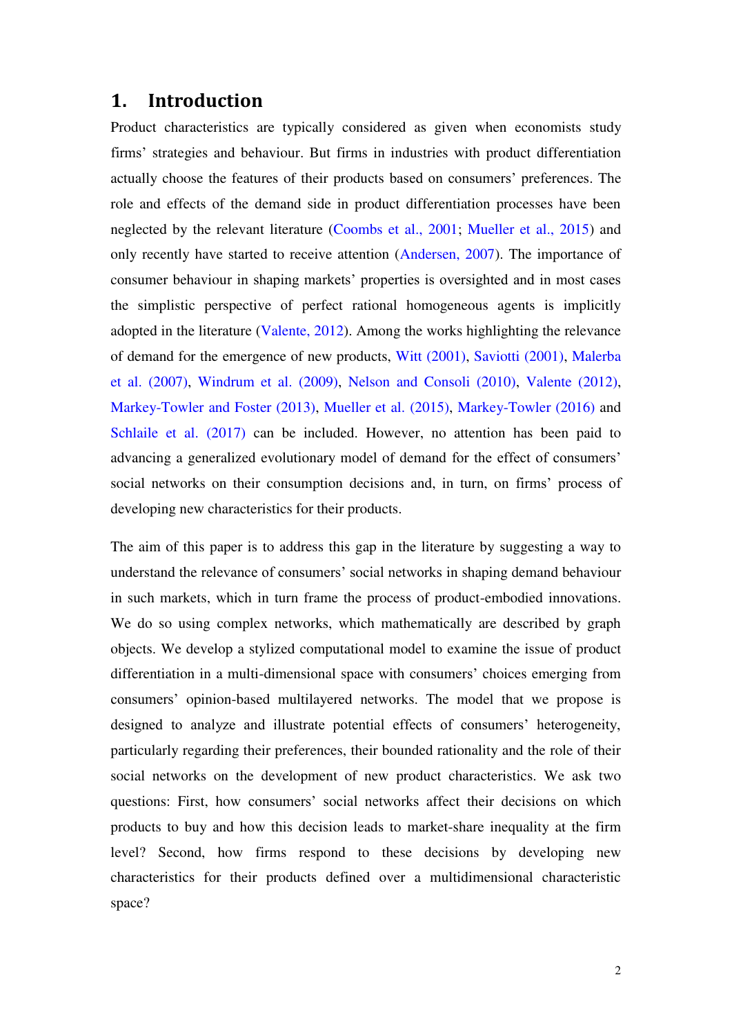# 1. Introduction

Product characteristics are typically considered as given when economists study firms' strategies and behaviour. But firms in industries with product differentiation actually choose the features of their products based on consumers' preferences. The role and effects of the demand side in product differentiation processes have been neglected by the relevant literature (Coombs et al., 2001; Mueller et al., 2015) and only recently have started to receive attention (Andersen, 2007). The importance of consumer behaviour in shaping markets' properties is oversighted and in most cases the simplistic perspective of perfect rational homogeneous agents is implicitly adopted in the literature (Valente, 2012). Among the works highlighting the relevance of demand for the emergence of new products, Witt (2001), Saviotti (2001), Malerba et al. (2007), Windrum et al. (2009), Nelson and Consoli (2010), Valente (2012), Markey-Towler and Foster (2013), Mueller et al. (2015), Markey-Towler (2016) and Schlaile et al. (2017) can be included. However, no attention has been paid to advancing a generalized evolutionary model of demand for the effect of consumers' social networks on their consumption decisions and, in turn, on firms' process of developing new characteristics for their products.

The aim of this paper is to address this gap in the literature by suggesting a way to understand the relevance of consumers' social networks in shaping demand behaviour in such markets, which in turn frame the process of product-embodied innovations. We do so using complex networks, which mathematically are described by graph objects. We develop a stylized computational model to examine the issue of product differentiation in a multi-dimensional space with consumers' choices emerging from consumers' opinion-based multilayered networks. The model that we propose is designed to analyze and illustrate potential effects of consumers' heterogeneity, particularly regarding their preferences, their bounded rationality and the role of their social networks on the development of new product characteristics. We ask two questions: First, how consumers' social networks affect their decisions on which products to buy and how this decision leads to market-share inequality at the firm level? Second, how firms respond to these decisions by developing new characteristics for their products defined over a multidimensional characteristic space?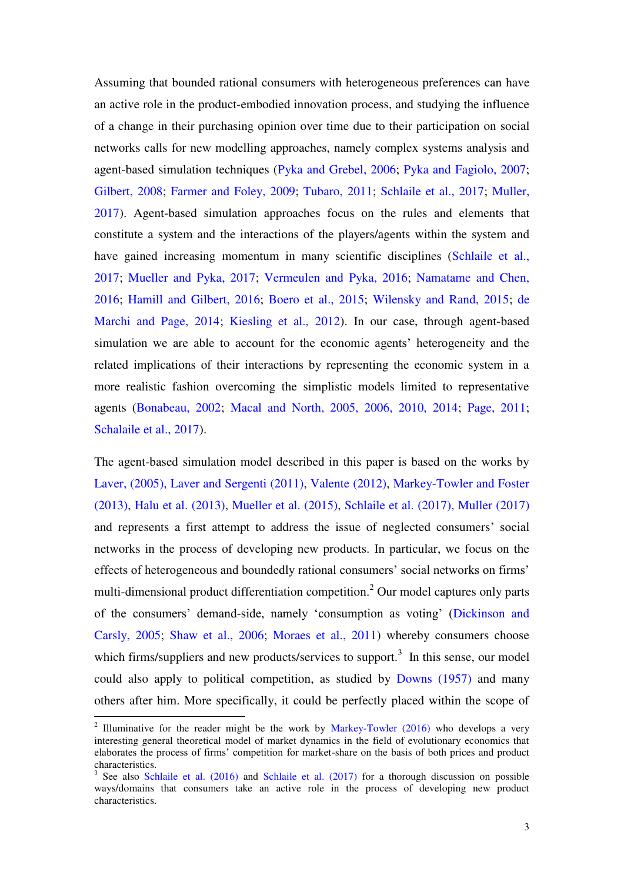Assuming that bounded rational consumers with heterogeneous preferences can have an active role in the product-embodied innovation process, and studying the influence of a change in their purchasing opinion over time due to their participation on social networks calls for new modelling approaches, namely complex systems analysis and agent-based simulation techniques (Pyka and Grebel, 2006; Pyka and Fagiolo, 2007; Gilbert, 2008; Farmer and Foley, 2009; Tubaro, 2011; Schlaile et al., 2017; Muller, 2017). Agent-based simulation approaches focus on the rules and elements that constitute a system and the interactions of the players/agents within the system and have gained increasing momentum in many scientific disciplines (Schlaile et al., 2017; Mueller and Pyka, 2017; Vermeulen and Pyka, 2016; Namatame and Chen, 2016; Hamill and Gilbert, 2016; Boero et al., 2015; Wilensky and Rand, 2015; de Marchi and Page, 2014; Kiesling et al., 2012). In our case, through agent-based simulation we are able to account for the economic agents' heterogeneity and the related implications of their interactions by representing the economic system in a more realistic fashion overcoming the simplistic models limited to representative agents (Bonabeau, 2002; Macal and North, 2005, 2006, 2010, 2014; Page, 2011; Schalaile et al., 2017).

The agent-based simulation model described in this paper is based on the works by Laver, (2005), Laver and Sergenti (2011), Valente (2012), Markey-Towler and Foster (2013), Halu et al. (2013), Mueller et al. (2015), Schlaile et al. (2017), Muller (2017) and represents a first attempt to address the issue of neglected consumers' social networks in the process of developing new products. In particular, we focus on the effects of heterogeneous and boundedly rational consumers' social networks on firms' multi-dimensional product differentiation competition.[2] Our model captures only parts of the consumers' demand-side, namely 'consumption as voting' (Dickinson and Carsly, 2005; Shaw et al., 2006; Moraes et al., 2011) whereby consumers choose which firms/suppliers and new products/services to support.[3] In this sense, our model could also apply to political competition, as studied by Downs (1957) and many others after him. More specifically, it could be perfectly placed within the scope of

[2] Illuminative for the reader might be the work by Markey-Towler (2016) who develops a very interesting general theoretical model of market dynamics in the field of evolutionary economics that elaborates the process of firms' competition for market-share on the basis of both prices and product characteristics.

[3] See also Schlaile et al. (2016) and Schlaile et al. (2017) for a thorough discussion on possible ways/domains that consumers take an active role in the process of developing new product characteristics.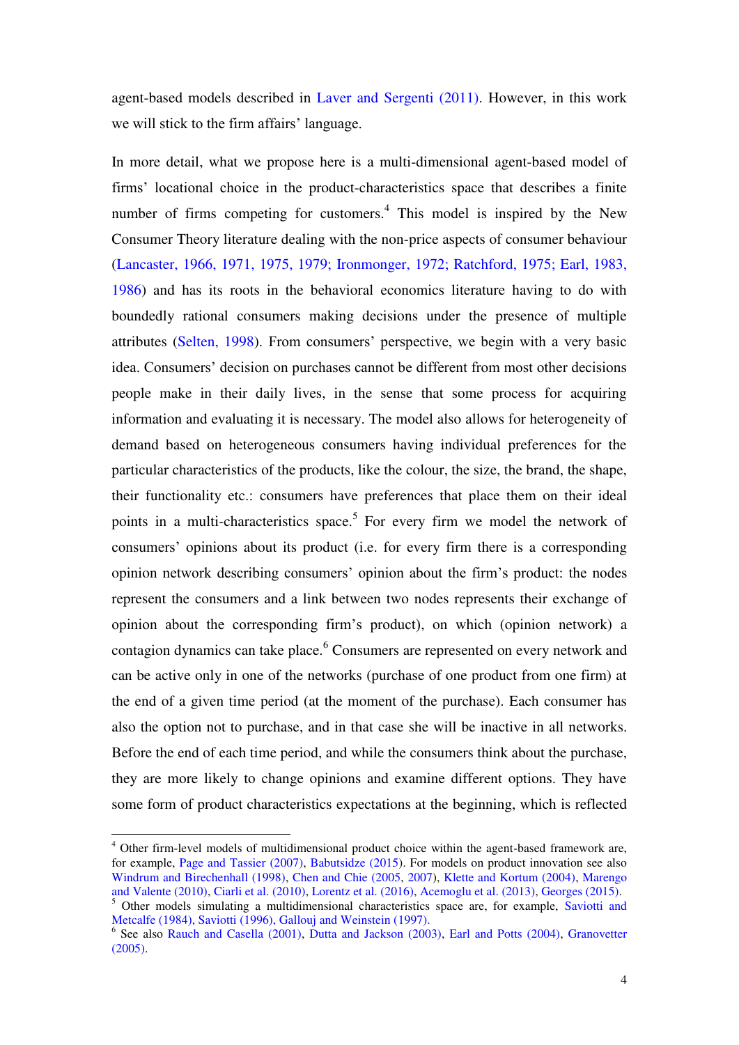agent-based models described in Laver and Sergenti (2011). However, in this work we will stick to the firm affairs' language.

In more detail, what we propose here is a multi-dimensional agent-based model of firms' locational choice in the product-characteristics space that describes a finite number of firms competing for customers.[4] This model is inspired by the New Consumer Theory literature dealing with the non-price aspects of consumer behaviour (Lancaster, 1966, 1971, 1975, 1979; Ironmonger, 1972; Ratchford, 1975; Earl, 1983, 1986) and has its roots in the behavioral economics literature having to do with boundedly rational consumers making decisions under the presence of multiple attributes (Selten, 1998). From consumers' perspective, we begin with a very basic idea. Consumers' decision on purchases cannot be different from most other decisions people make in their daily lives, in the sense that some process for acquiring information and evaluating it is necessary. The model also allows for heterogeneity of demand based on heterogeneous consumers having individual preferences for the particular characteristics of the products, like the colour, the size, the brand, the shape, their functionality etc.: consumers have preferences that place them on their ideal points in a multi-characteristics space.[5] For every firm we model the network of consumers' opinions about its product (i.e. for every firm there is a corresponding opinion network describing consumers' opinion about the firm's product: the nodes represent the consumers and a link between two nodes represents their exchange of opinion about the corresponding firm's product), on which (opinion network) a contagion dynamics can take place.[6] Consumers are represented on every network and can be active only in one of the networks (purchase of one product from one firm) at the end of a given time period (at the moment of the purchase). Each consumer has also the option not to purchase, and in that case she will be inactive in all networks. Before the end of each time period, and while the consumers think about the purchase, they are more likely to change opinions and examine different options. They have some form of product characteristics expectations at the beginning, which is reflected

---

[4] Other firm-level models of multidimensional product choice within the agent-based framework are, for example, Page and Tassier (2007), Babutsidze (2015). For models on product innovation see also Windrum and Birechenhall (1998), Chen and Chie (2005, 2007), Klette and Kortum (2004), Marengo and Valente (2010), Ciarli et al. (2010), Lorentz et al. (2016), Acemoglu et al. (2013), Georges (2015).

[5] Other models simulating a multidimensional characteristics space are, for example, Saviotti and Metcalfe (1984), Saviotti (1996), Gallouj and Weinstein (1997).

[6] See also Rauch and Casella (2001), Dutta and Jackson (2003), Earl and Potts (2004), Granovetter (2005).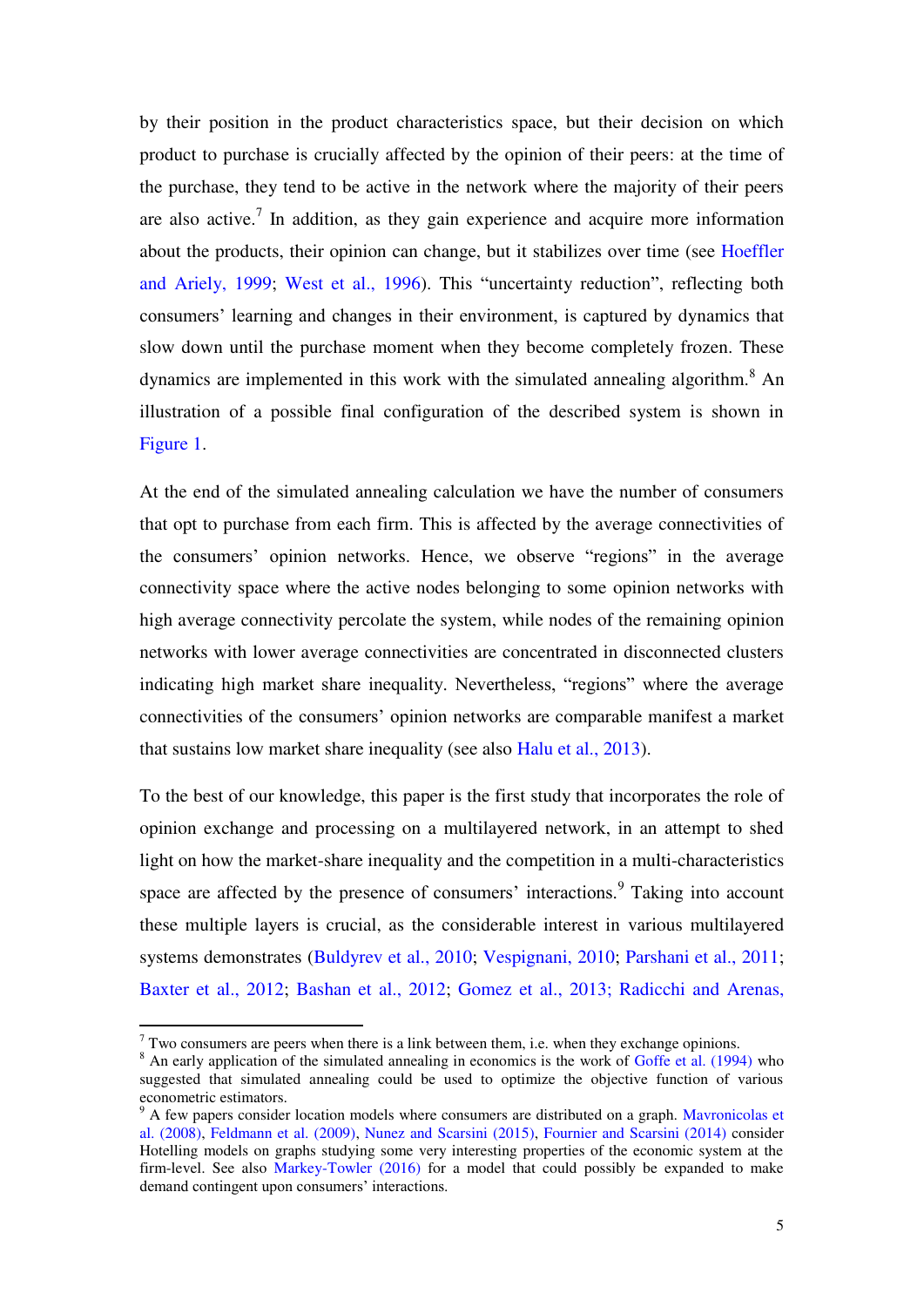by their position in the product characteristics space, but their decision on which product to purchase is crucially affected by the opinion of their peers: at the time of the purchase, they tend to be active in the network where the majority of their peers are also active.[7] In addition, as they gain experience and acquire more information about the products, their opinion can change, but it stabilizes over time (see Hoeffler and Ariely, 1999; West et al., 1996). This "uncertainty reduction", reflecting both consumers' learning and changes in their environment, is captured by dynamics that slow down until the purchase moment when they become completely frozen. These dynamics are implemented in this work with the simulated annealing algorithm.[8] An illustration of a possible final configuration of the described system is shown in Figure 1.

At the end of the simulated annealing calculation we have the number of consumers that opt to purchase from each firm. This is affected by the average connectivities of the consumers' opinion networks. Hence, we observe "regions" in the average connectivity space where the active nodes belonging to some opinion networks with high average connectivity percolate the system, while nodes of the remaining opinion networks with lower average connectivities are concentrated in disconnected clusters indicating high market share inequality. Nevertheless, "regions" where the average connectivities of the consumers' opinion networks are comparable manifest a market that sustains low market share inequality (see also Halu et al., 2013).

To the best of our knowledge, this paper is the first study that incorporates the role of opinion exchange and processing on a multilayered network, in an attempt to shed light on how the market-share inequality and the competition in a multi-characteristics space are affected by the presence of consumers' interactions.[9] Taking into account these multiple layers is crucial, as the considerable interest in various multilayered systems demonstrates (Buldyrev et al., 2010; Vespignani, 2010; Parshani et al., 2011; Baxter et al., 2012; Bashan et al., 2012; Gomez et al., 2013; Radicchi and Arenas,

---

[7] Two consumers are peers when there is a link between them, i.e. when they exchange opinions.

[8] An early application of the simulated annealing in economics is the work of Goffe et al. (1994) who suggested that simulated annealing could be used to optimize the objective function of various econometric estimators.

[9] A few papers consider location models where consumers are distributed on a graph. Mavronicolas et al. (2008), Feldmann et al. (2009), Nunez and Scarsini (2015), Fournier and Scarsini (2014) consider Hotelling models on graphs studying some very interesting properties of the economic system at the firm-level. See also Markey-Towler (2016) for a model that could possibly be expanded to make demand contingent upon consumers' interactions.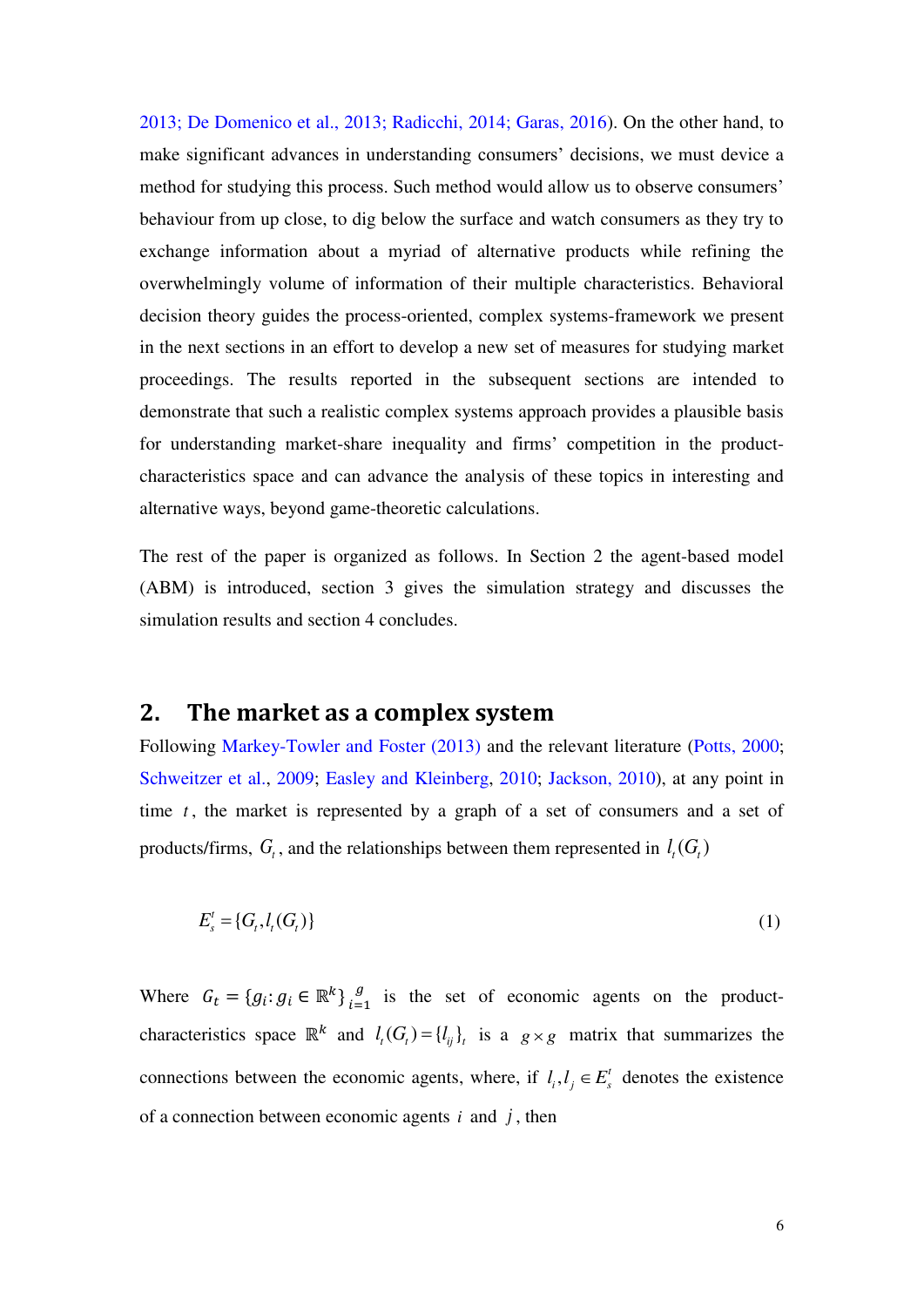2013; De Domenico et al., 2013; Radicchi, 2014; Garas, 2016). On the other hand, to make significant advances in understanding consumers' decisions, we must device a method for studying this process. Such method would allow us to observe consumers' behaviour from up close, to dig below the surface and watch consumers as they try to exchange information about a myriad of alternative products while refining the overwhelmingly volume of information of their multiple characteristics. Behavioral decision theory guides the process-oriented, complex systems-framework we present in the next sections in an effort to develop a new set of measures for studying market proceedings. The results reported in the subsequent sections are intended to demonstrate that such a realistic complex systems approach provides a plausible basis for understanding market-share inequality and firms' competition in the product-characteristics space and can advance the analysis of these topics in interesting and alternative ways, beyond game-theoretic calculations.

The rest of the paper is organized as follows. In Section 2 the agent-based model (ABM) is introduced, section 3 gives the simulation strategy and discusses the simulation results and section 4 concludes.

## 2. The market as a complex system

Following Markey-Towler and Foster (2013) and the relevant literature (Potts, 2000; Schweitzer et al., 2009; Easley and Kleinberg, 2010; Jackson, 2010), at any point in time $t$, the market is represented by a graph of a set of consumers and a set of products/firms, $G_t$, and the relationships between them represented in $l_t(G_t)$

$$E_s^t = \{G_t, l_t(G_t)\} \tag{1}$$

Where $G_t = \{g_i : g_i \in \mathbb{R}^k\}_{i=1}^{g}$ is the set of economic agents on the product-characteristics space $\mathbb{R}^k$ and $l_t(G_t) = \{l_{ij}\}_t$ is a $g \times g$ matrix that summarizes the connections between the economic agents, where, if $l_i, l_j \in E_s^t$ denotes the existence of a connection between economic agents $i$ and $j$, then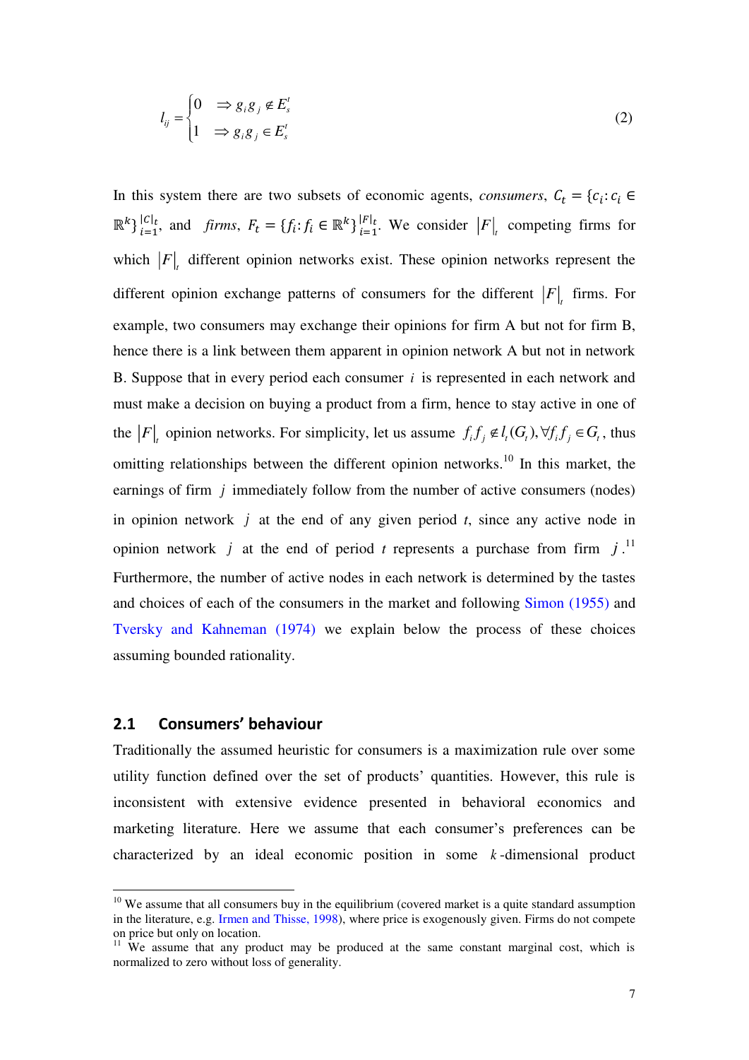$$
l_{ij} = \begin{cases} 0 & \Rightarrow g_i g_j \notin E_s^t \\ 1 & \Rightarrow g_i g_j \in E_s^t \end{cases} \tag{2}
$$

In this system there are two subsets of economic agents, *consumers*, $C_t = \{c_i : c_i \in \mathbb{R}^k\}_{i=1}^{|C|_t}$, and *firms*, $F_t = \{f_i : f_i \in \mathbb{R}^k\}_{i=1}^{|F|_t}$. We consider $|F|_t$ competing firms for which $|F|_t$ different opinion networks exist. These opinion networks represent the different opinion exchange patterns of consumers for the different $|F|_t$ firms. For example, two consumers may exchange their opinions for firm A but not for firm B, hence there is a link between them apparent in opinion network A but not in network B. Suppose that in every period each consumer $i$ is represented in each network and must make a decision on buying a product from a firm, hence to stay active in one of the $|F|_t$ opinion networks. For simplicity, let us assume $f_i f_j \notin l_t(G_t), \forall f_i f_j \in G_t$, thus omitting relationships between the different opinion networks.[10] In this market, the earnings of firm $j$ immediately follow from the number of active consumers (nodes) in opinion network $j$ at the end of any given period *t*, since any active node in opinion network $j$ at the end of period *t* represents a purchase from firm $j$.[11] Furthermore, the number of active nodes in each network is determined by the tastes and choices of each of the consumers in the market and following Simon (1955) and Tversky and Kahneman (1974) we explain below the process of these choices assuming bounded rationality.

## 2.1 Consumers' behaviour

Traditionally the assumed heuristic for consumers is a maximization rule over some utility function defined over the set of products' quantities. However, this rule is inconsistent with extensive evidence presented in behavioral economics and marketing literature. Here we assume that each consumer's preferences can be characterized by an ideal economic position in some $k$-dimensional product

---

[10] We assume that all consumers buy in the equilibrium (covered market is a quite standard assumption in the literature, e.g. Irmen and Thisse, 1998), where price is exogenously given. Firms do not compete on price but only on location.

[11] We assume that any product may be produced at the same constant marginal cost, which is normalized to zero without loss of generality.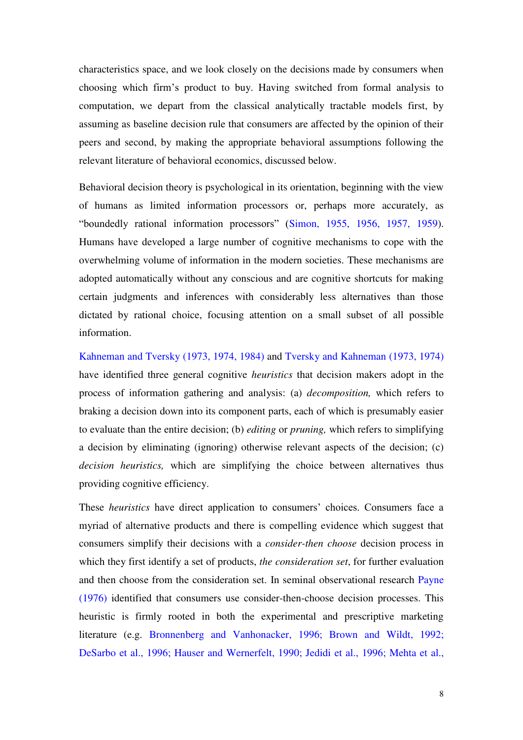characteristics space, and we look closely on the decisions made by consumers when choosing which firm's product to buy. Having switched from formal analysis to computation, we depart from the classical analytically tractable models first, by assuming as baseline decision rule that consumers are affected by the opinion of their peers and second, by making the appropriate behavioral assumptions following the relevant literature of behavioral economics, discussed below.

Behavioral decision theory is psychological in its orientation, beginning with the view of humans as limited information processors or, perhaps more accurately, as "boundedly rational information processors" (Simon, 1955, 1956, 1957, 1959). Humans have developed a large number of cognitive mechanisms to cope with the overwhelming volume of information in the modern societies. These mechanisms are adopted automatically without any conscious and are cognitive shortcuts for making certain judgments and inferences with considerably less alternatives than those dictated by rational choice, focusing attention on a small subset of all possible information.

Kahneman and Tversky (1973, 1974, 1984) and Tversky and Kahneman (1973, 1974) have identified three general cognitive *heuristics* that decision makers adopt in the process of information gathering and analysis: (a) *decomposition,* which refers to braking a decision down into its component parts, each of which is presumably easier to evaluate than the entire decision; (b) *editing* or *pruning,* which refers to simplifying a decision by eliminating (ignoring) otherwise relevant aspects of the decision; (c) *decision heuristics,* which are simplifying the choice between alternatives thus providing cognitive efficiency.

These *heuristics* have direct application to consumers' choices. Consumers face a myriad of alternative products and there is compelling evidence which suggest that consumers simplify their decisions with a *consider-then choose* decision process in which they first identify a set of products, *the consideration set*, for further evaluation and then choose from the consideration set. In seminal observational research Payne (1976) identified that consumers use consider-then-choose decision processes. This heuristic is firmly rooted in both the experimental and prescriptive marketing literature (e.g. Bronnenberg and Vanhonacker, 1996; Brown and Wildt, 1992; DeSarbo et al., 1996; Hauser and Wernerfelt, 1990; Jedidi et al., 1996; Mehta et al.,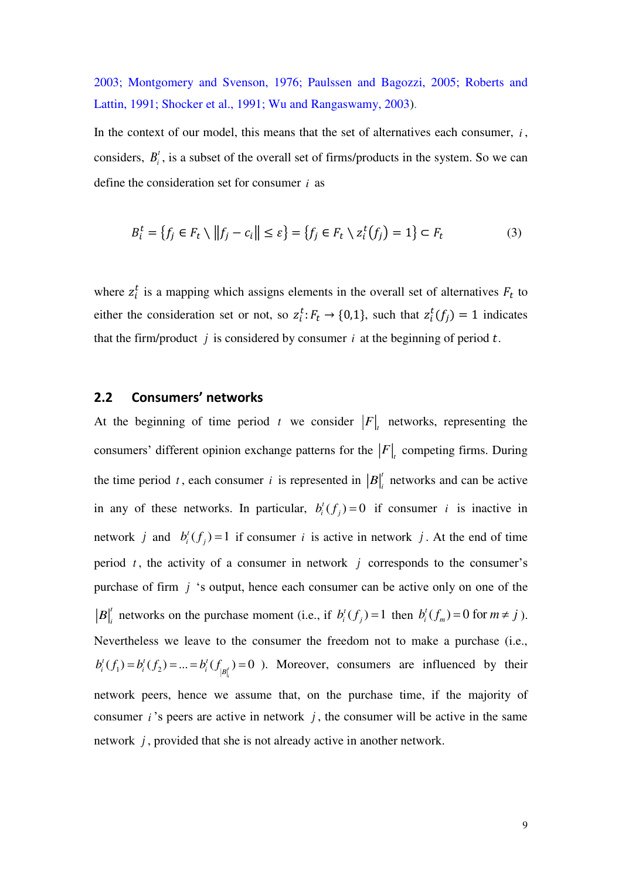2003; Montgomery and Svenson, 1976; Paulssen and Bagozzi, 2005; Roberts and Lattin, 1991; Shocker et al., 1991; Wu and Rangaswamy, 2003).

In the context of our model, this means that the set of alternatives each consumer, $i$, considers, $B_i^t$, is a subset of the overall set of firms/products in the system. So we can define the consideration set for consumer $i$ as

$$B_i^t = \{f_j \in F_t \setminus \|f_j - c_i\| \leq \varepsilon\} = \{f_j \in F_t \setminus z_i^t(f_j) = 1\} \subset F_t \quad (3)$$

where $z_i^t$ is a mapping which assigns elements in the overall set of alternatives $F_t$ to either the consideration set or not, so $z_i^t\colon F_t \to \{0,1\}$, such that $z_i^t(f_j) = 1$ indicates that the firm/product $j$ is considered by consumer $i$ at the beginning of period $t$.

## 2.2 Consumers' networks

At the beginning of time period $t$ we consider $|F|_t$ networks, representing the consumers' different opinion exchange patterns for the $|F|_t$ competing firms. During the time period $t$, each consumer $i$ is represented in $|B|_i^t$ networks and can be active in any of these networks. In particular, $b_i^t(f_j) = 0$ if consumer $i$ is inactive in network $j$ and $b_i^t(f_j) = 1$ if consumer $i$ is active in network $j$. At the end of time period $t$, the activity of a consumer in network $j$ corresponds to the consumer's purchase of firm $j$ 's output, hence each consumer can be active only on one of the $|B|_i^t$ networks on the purchase moment (i.e., if $b_i^t(f_j) = 1$ then $b_i^t(f_m) = 0$ for $m \neq j$). Nevertheless we leave to the consumer the freedom not to make a purchase (i.e., $b_i^t(f_1) = b_i^t(f_2) = ... = b_i^t(f_{|B|_i^t}) = 0$ ). Moreover, consumers are influenced by their network peers, hence we assume that, on the purchase time, if the majority of consumer $i$ 's peers are active in network $j$, the consumer will be active in the same network $j$, provided that she is not already active in another network.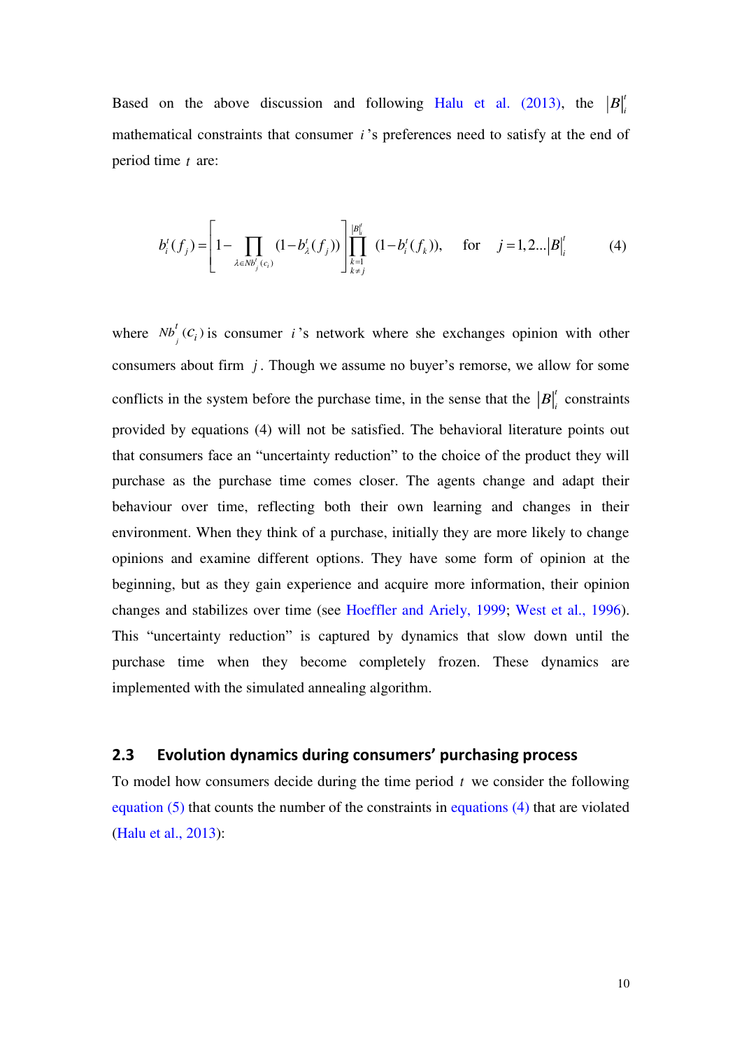Based on the above discussion and following Halu et al. (2013), the $|B|_i^t$ mathematical constraints that consumer $i$'s preferences need to satisfy at the end of period time $t$ are:

$$b_i^t(f_j) = \left[1 - \prod_{\lambda \in Nb_j^t(c_i)} (1 - b_\lambda^t(f_j))\right] \prod_{\substack{k=1 \\ k \neq j}}^{|B|_i^t} (1 - b_i^t(f_k)), \qquad \text{for} \quad j = 1, 2 \ldots |B|_i^t \tag{4}$$

where $Nb_j^t(c_i)$ is consumer $i$'s network where she exchanges opinion with other consumers about firm $j$. Though we assume no buyer's remorse, we allow for some conflicts in the system before the purchase time, in the sense that the $|B|_i^t$ constraints provided by equations (4) will not be satisfied. The behavioral literature points out that consumers face an "uncertainty reduction" to the choice of the product they will purchase as the purchase time comes closer. The agents change and adapt their behaviour over time, reflecting both their own learning and changes in their environment. When they think of a purchase, initially they are more likely to change opinions and examine different options. They have some form of opinion at the beginning, but as they gain experience and acquire more information, their opinion changes and stabilizes over time (see Hoeffler and Ariely, 1999; West et al., 1996). This "uncertainty reduction" is captured by dynamics that slow down until the purchase time when they become completely frozen. These dynamics are implemented with the simulated annealing algorithm.

## 2.3 Evolution dynamics during consumers' purchasing process

To model how consumers decide during the time period $t$ we consider the following equation (5) that counts the number of the constraints in equations (4) that are violated (Halu et al., 2013):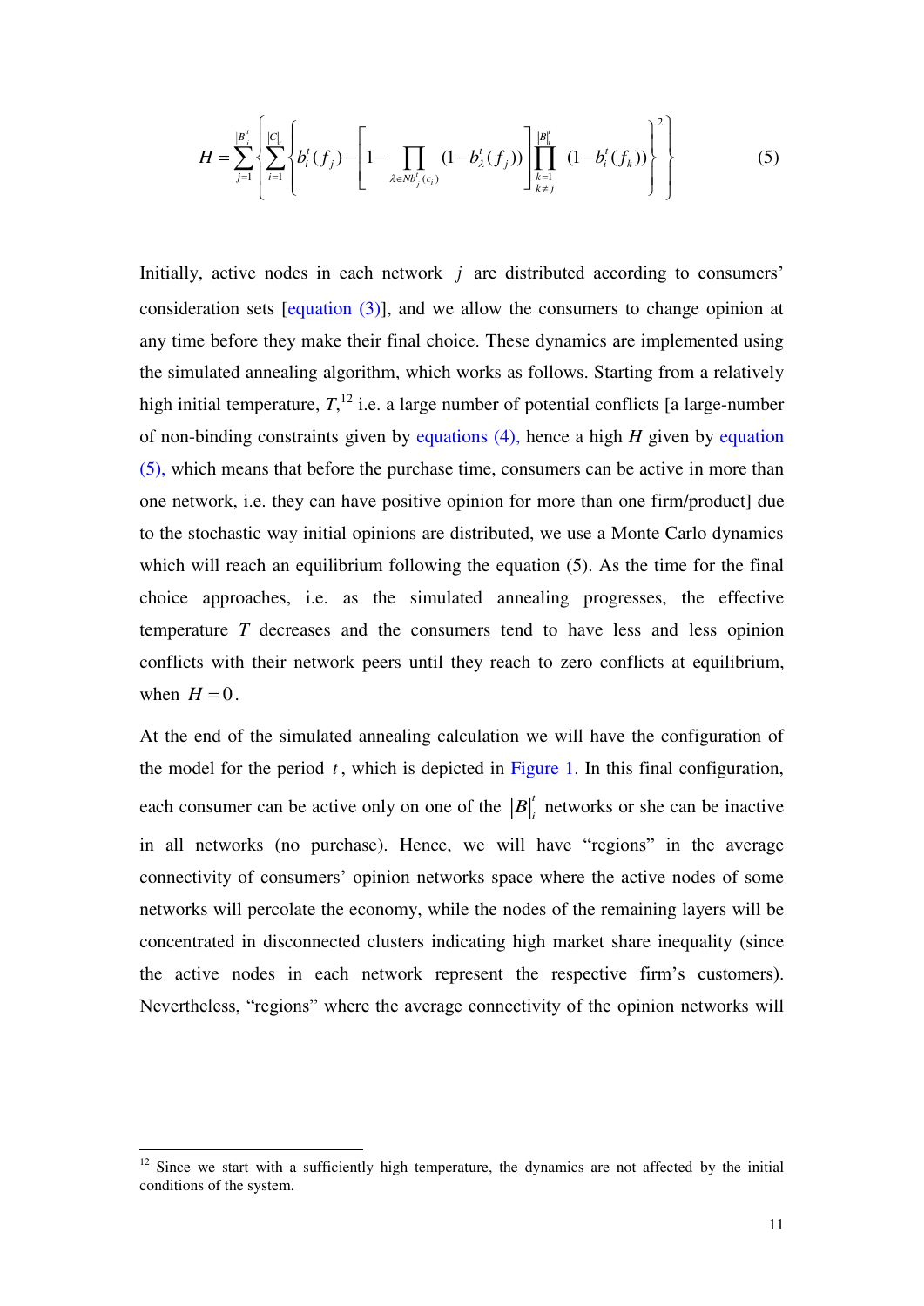$$H = \sum_{j=1}^{|B|_i^t} \left\{ \sum_{i=1}^{|C|_i} \left\{ b_i^t(f_j) - \left[ 1 - \prod_{\lambda \in Nb_j^t(c_i)} (1 - b_\lambda^t(f_j)) \right] \prod_{\substack{k=1 \\ k \neq j}}^{|B|_i^t} (1 - b_i^t(f_k)) \right\}^2 \right\} \tag{5}$$

Initially, active nodes in each network $j$ are distributed according to consumers' consideration sets [equation (3)], and we allow the consumers to change opinion at any time before they make their final choice. These dynamics are implemented using the simulated annealing algorithm, which works as follows. Starting from a relatively high initial temperature, $T$,[12] i.e. a large number of potential conflicts [a large-number of non-binding constraints given by equations (4), hence a high $H$ given by equation (5), which means that before the purchase time, consumers can be active in more than one network, i.e. they can have positive opinion for more than one firm/product] due to the stochastic way initial opinions are distributed, we use a Monte Carlo dynamics which will reach an equilibrium following the equation (5). As the time for the final choice approaches, i.e. as the simulated annealing progresses, the effective temperature $T$ decreases and the consumers tend to have less and less opinion conflicts with their network peers until they reach to zero conflicts at equilibrium, when $H = 0$.

At the end of the simulated annealing calculation we will have the configuration of the model for the period $t$, which is depicted in Figure 1. In this final configuration, each consumer can be active only on one of the $|B|_i^t$ networks or she can be inactive in all networks (no purchase). Hence, we will have "regions" in the average connectivity of consumers' opinion networks space where the active nodes of some networks will percolate the economy, while the nodes of the remaining layers will be concentrated in disconnected clusters indicating high market share inequality (since the active nodes in each network represent the respective firm's customers). Nevertheless, "regions" where the average connectivity of the opinion networks will

[12] Since we start with a sufficiently high temperature, the dynamics are not affected by the initial conditions of the system.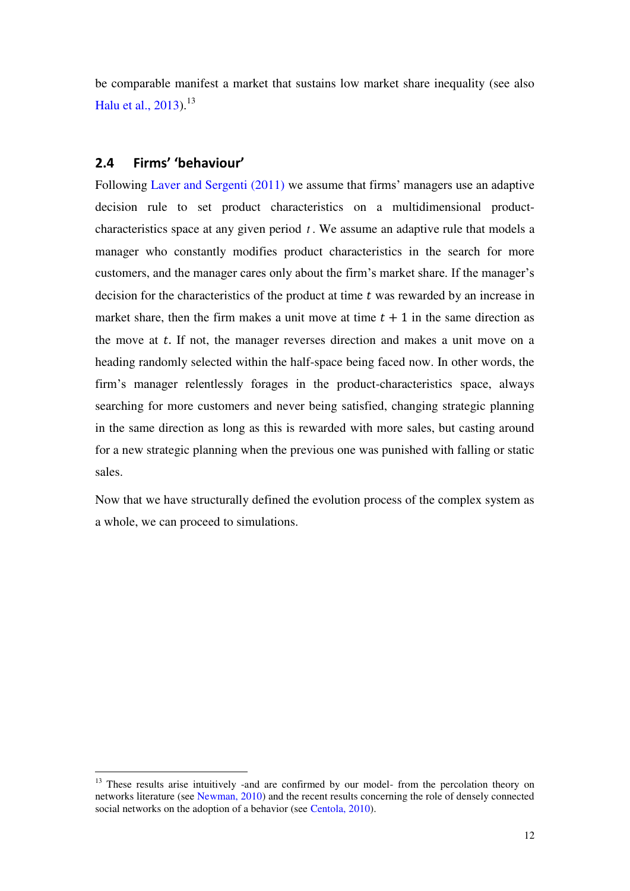be comparable manifest a market that sustains low market share inequality (see also Halu et al., 2013).[13]

## 2.4 Firms' 'behaviour'

Following Laver and Sergenti (2011) we assume that firms' managers use an adaptive decision rule to set product characteristics on a multidimensional product-characteristics space at any given period $t$. We assume an adaptive rule that models a manager who constantly modifies product characteristics in the search for more customers, and the manager cares only about the firm's market share. If the manager's decision for the characteristics of the product at time $t$ was rewarded by an increase in market share, then the firm makes a unit move at time $t + 1$ in the same direction as the move at $t$. If not, the manager reverses direction and makes a unit move on a heading randomly selected within the half-space being faced now. In other words, the firm's manager relentlessly forages in the product-characteristics space, always searching for more customers and never being satisfied, changing strategic planning in the same direction as long as this is rewarded with more sales, but casting around for a new strategic planning when the previous one was punished with falling or static sales.

Now that we have structurally defined the evolution process of the complex system as a whole, we can proceed to simulations.

[13] These results arise intuitively -and are confirmed by our model- from the percolation theory on networks literature (see Newman, 2010) and the recent results concerning the role of densely connected social networks on the adoption of a behavior (see Centola, 2010).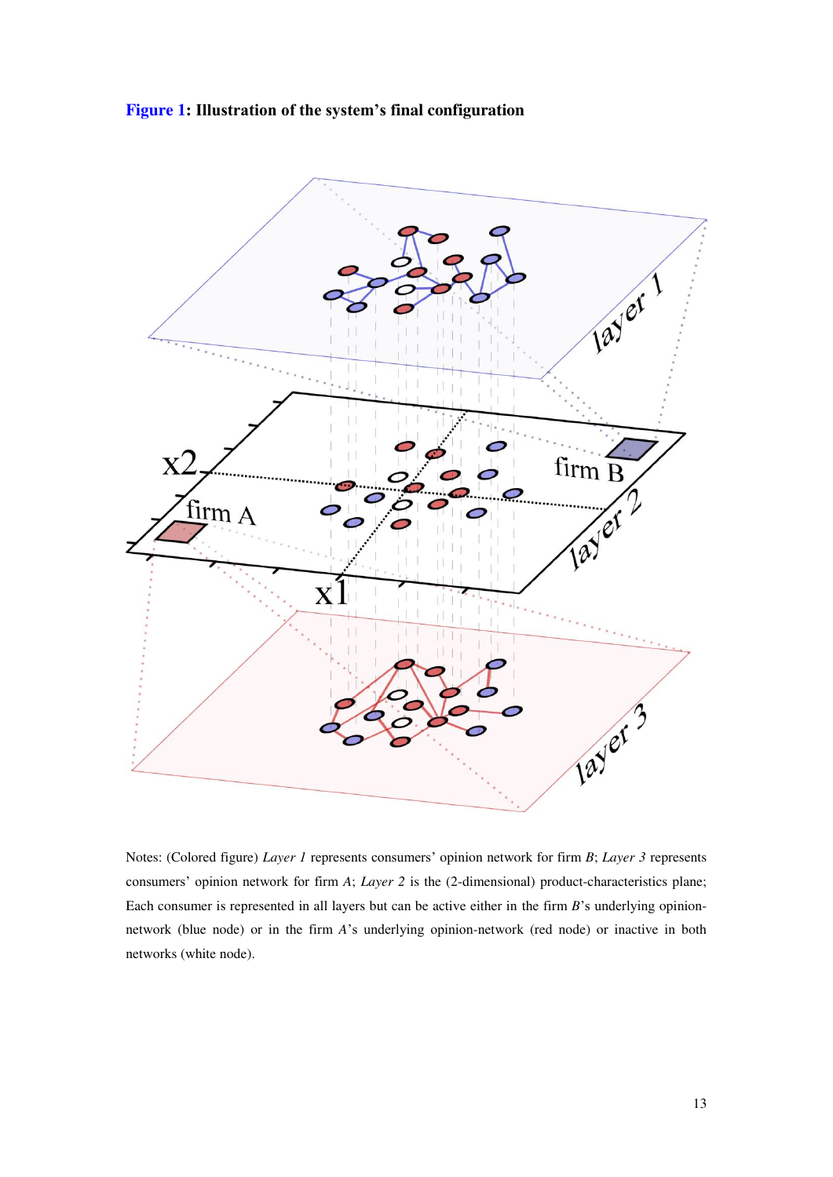**Figure 1: Illustration of the system's final configuration**

Notes: (Colored figure) *Layer 1* represents consumers' opinion network for firm *B*; *Layer 3* represents consumers' opinion network for firm *A*; *Layer 2* is the (2-dimensional) product-characteristics plane; Each consumer is represented in all layers but can be active either in the firm *B*'s underlying opinion-network (blue node) or in the firm *A*'s underlying opinion-network (red node) or inactive in both networks (white node).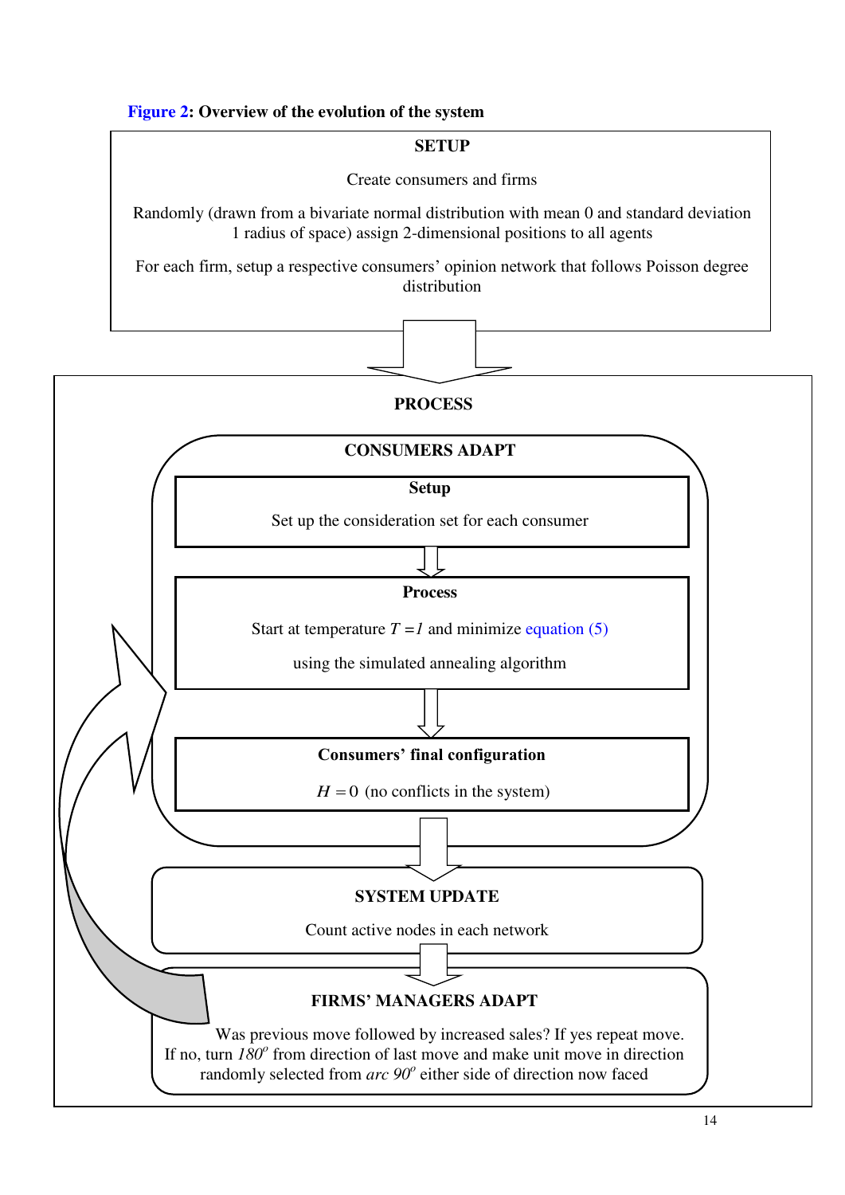**Figure 2: Overview of the evolution of the system**

**SETUP**

Create consumers and firms

Randomly (drawn from a bivariate normal distribution with mean 0 and standard deviation 1 radius of space) assign 2-dimensional positions to all agents

For each firm, setup a respective consumers' opinion network that follows Poisson degree distribution

**PROCESS**

**CONSUMERS ADAPT**

**Setup**

Set up the consideration set for each consumer

**Process**

Start at temperature $T = 1$ and minimize equation (5)

using the simulated annealing algorithm

**Consumers' final configuration**

$H = 0$ (no conflicts in the system)

**SYSTEM UPDATE**

Count active nodes in each network

**FIRMS' MANAGERS ADAPT**

Was previous move followed by increased sales? If yes repeat move. If no, turn $180^o$ from direction of last move and make unit move in direction randomly selected from *arc* $90^o$ either side of direction now faced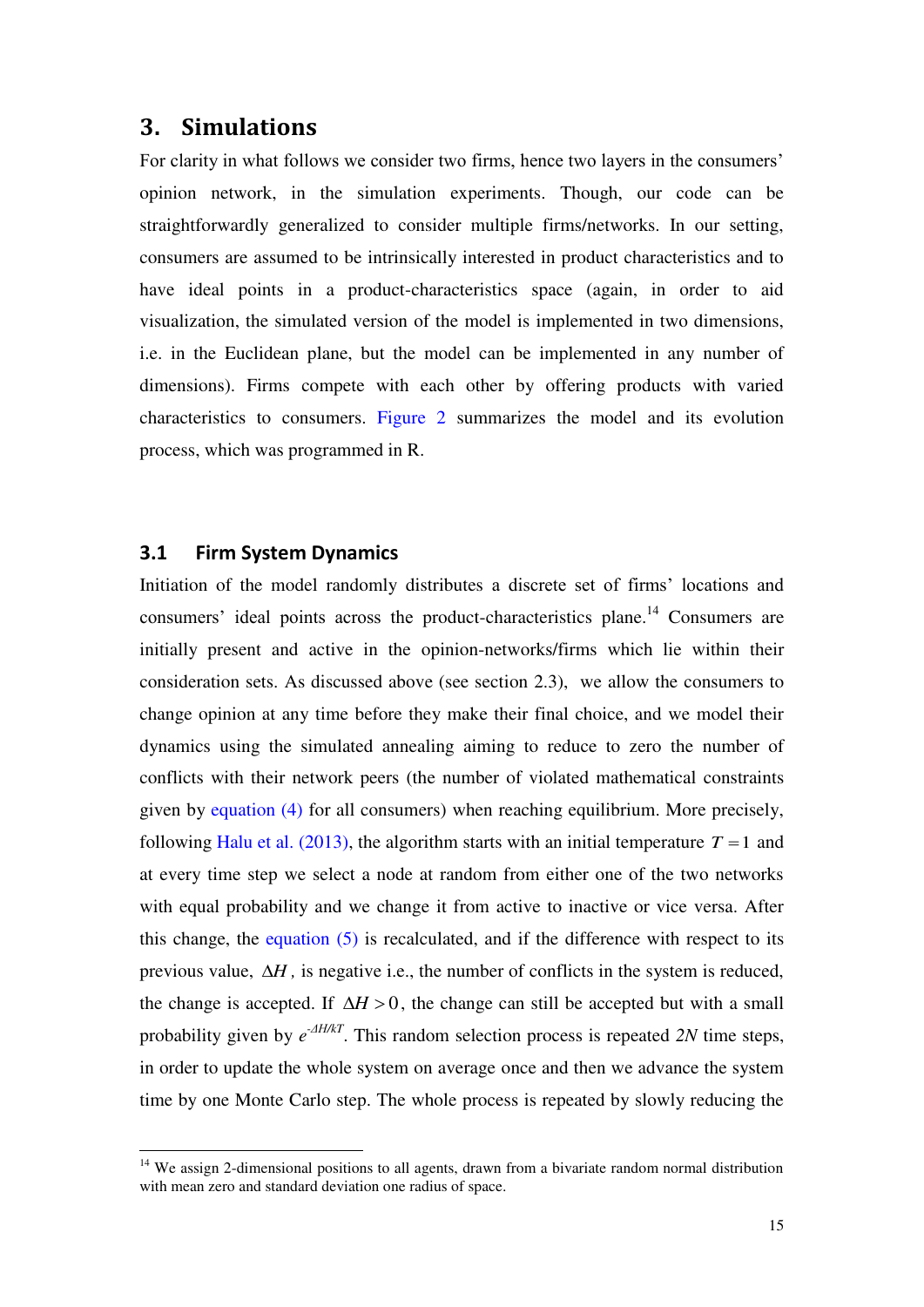## 3. Simulations

For clarity in what follows we consider two firms, hence two layers in the consumers' opinion network, in the simulation experiments. Though, our code can be straightforwardly generalized to consider multiple firms/networks. In our setting, consumers are assumed to be intrinsically interested in product characteristics and to have ideal points in a product-characteristics space (again, in order to aid visualization, the simulated version of the model is implemented in two dimensions, i.e. in the Euclidean plane, but the model can be implemented in any number of dimensions). Firms compete with each other by offering products with varied characteristics to consumers. Figure 2 summarizes the model and its evolution process, which was programmed in R.

### 3.1 Firm System Dynamics

Initiation of the model randomly distributes a discrete set of firms' locations and consumers' ideal points across the product-characteristics plane.[14] Consumers are initially present and active in the opinion-networks/firms which lie within their consideration sets. As discussed above (see section 2.3), we allow the consumers to change opinion at any time before they make their final choice, and we model their dynamics using the simulated annealing aiming to reduce to zero the number of conflicts with their network peers (the number of violated mathematical constraints given by equation (4) for all consumers) when reaching equilibrium. More precisely, following Halu et al. (2013), the algorithm starts with an initial temperature $T = 1$ and at every time step we select a node at random from either one of the two networks with equal probability and we change it from active to inactive or vice versa. After this change, the equation (5) is recalculated, and if the difference with respect to its previous value, $\Delta H$, is negative i.e., the number of conflicts in the system is reduced, the change is accepted. If $\Delta H > 0$, the change can still be accepted but with a small probability given by $e^{-\Delta H/kT}$. This random selection process is repeated $2N$ time steps, in order to update the whole system on average once and then we advance the system time by one Monte Carlo step. The whole process is repeated by slowly reducing the

[14] We assign 2-dimensional positions to all agents, drawn from a bivariate random normal distribution with mean zero and standard deviation one radius of space.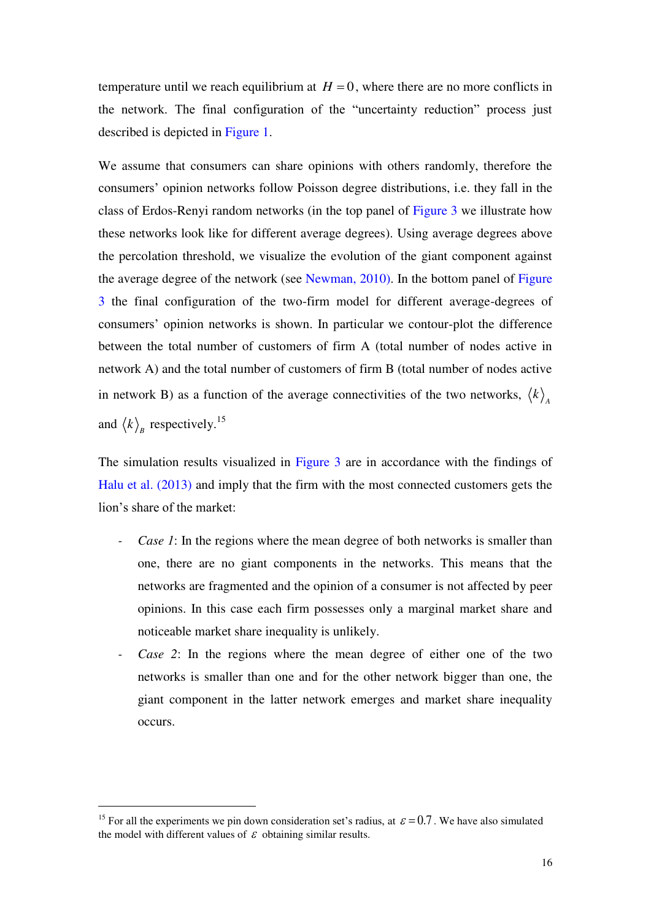temperature until we reach equilibrium at $H = 0$, where there are no more conflicts in the network. The final configuration of the "uncertainty reduction" process just described is depicted in Figure 1.

We assume that consumers can share opinions with others randomly, therefore the consumers' opinion networks follow Poisson degree distributions, i.e. they fall in the class of Erdos-Renyi random networks (in the top panel of Figure 3 we illustrate how these networks look like for different average degrees). Using average degrees above the percolation threshold, we visualize the evolution of the giant component against the average degree of the network (see Newman, 2010). In the bottom panel of Figure 3 the final configuration of the two-firm model for different average-degrees of consumers' opinion networks is shown. In particular we contour-plot the difference between the total number of customers of firm A (total number of nodes active in network A) and the total number of customers of firm B (total number of nodes active in network B) as a function of the average connectivities of the two networks, $\langle k \rangle_A$ and $\langle k \rangle_B$ respectively.[15]

The simulation results visualized in Figure 3 are in accordance with the findings of Halu et al. (2013) and imply that the firm with the most connected customers gets the lion's share of the market:

- *Case 1*: In the regions where the mean degree of both networks is smaller than one, there are no giant components in the networks. This means that the networks are fragmented and the opinion of a consumer is not affected by peer opinions. In this case each firm possesses only a marginal market share and noticeable market share inequality is unlikely.
- *Case 2*: In the regions where the mean degree of either one of the two networks is smaller than one and for the other network bigger than one, the giant component in the latter network emerges and market share inequality occurs.

---

[15] For all the experiments we pin down consideration set's radius, at $\varepsilon = 0.7$. We have also simulated the model with different values of $\varepsilon$ obtaining similar results.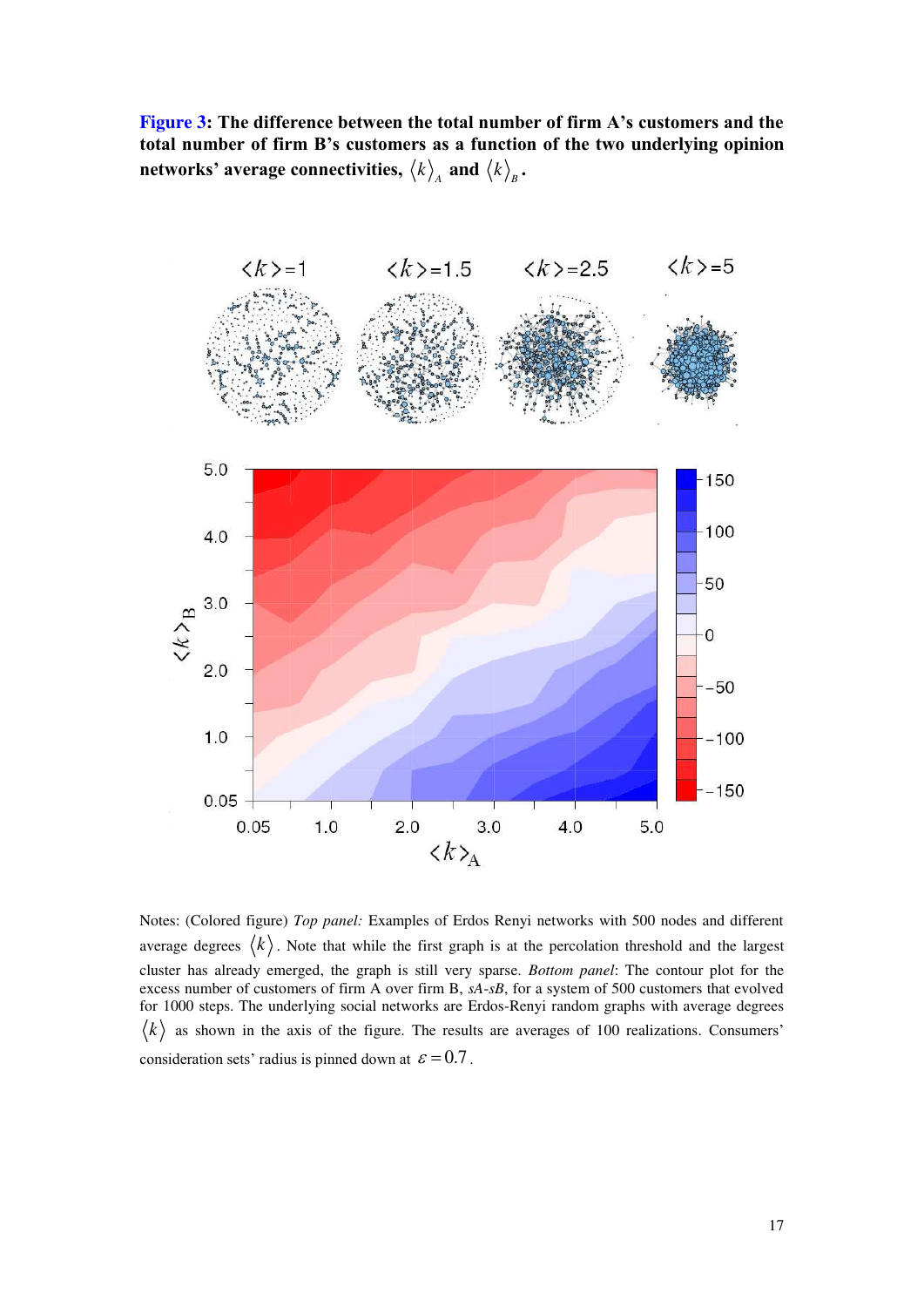**Figure 3: The difference between the total number of firm A's customers and the total number of firm B's customers as a function of the two underlying opinion networks' average connectivities, $\langle k \rangle_A$ and $\langle k \rangle_B$.**

Notes: (Colored figure) *Top panel:* Examples of Erdos Renyi networks with 500 nodes and different average degrees $\langle k \rangle$. Note that while the first graph is at the percolation threshold and the largest cluster has already emerged, the graph is still very sparse. *Bottom panel*: The contour plot for the excess number of customers of firm A over firm B, *sA*-*sB*, for a system of 500 customers that evolved for 1000 steps. The underlying social networks are Erdos-Renyi random graphs with average degrees $\langle k \rangle$ as shown in the axis of the figure. The results are averages of 100 realizations. Consumers' consideration sets' radius is pinned down at $\varepsilon = 0.7$.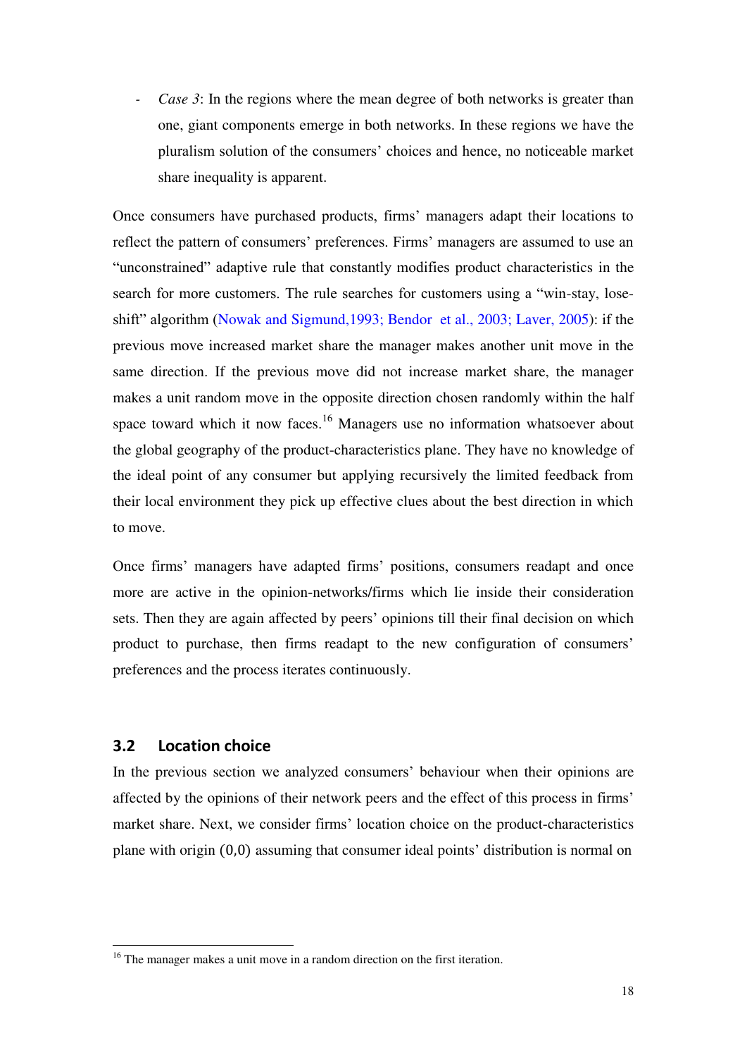- *Case 3*: In the regions where the mean degree of both networks is greater than one, giant components emerge in both networks. In these regions we have the pluralism solution of the consumers' choices and hence, no noticeable market share inequality is apparent.

Once consumers have purchased products, firms' managers adapt their locations to reflect the pattern of consumers' preferences. Firms' managers are assumed to use an "unconstrained" adaptive rule that constantly modifies product characteristics in the search for more customers. The rule searches for customers using a "win-stay, lose-shift" algorithm (Nowak and Sigmund,1993; Bendor et al., 2003; Laver, 2005): if the previous move increased market share the manager makes another unit move in the same direction. If the previous move did not increase market share, the manager makes a unit random move in the opposite direction chosen randomly within the half space toward which it now faces.[16] Managers use no information whatsoever about the global geography of the product-characteristics plane. They have no knowledge of the ideal point of any consumer but applying recursively the limited feedback from their local environment they pick up effective clues about the best direction in which to move.

Once firms' managers have adapted firms' positions, consumers readapt and once more are active in the opinion-networks/firms which lie inside their consideration sets. Then they are again affected by peers' opinions till their final decision on which product to purchase, then firms readapt to the new configuration of consumers' preferences and the process iterates continuously.

## 3.2 Location choice

In the previous section we analyzed consumers' behaviour when their opinions are affected by the opinions of their network peers and the effect of this process in firms' market share. Next, we consider firms' location choice on the product-characteristics plane with origin $(0,0)$ assuming that consumer ideal points' distribution is normal on

[16] The manager makes a unit move in a random direction on the first iteration.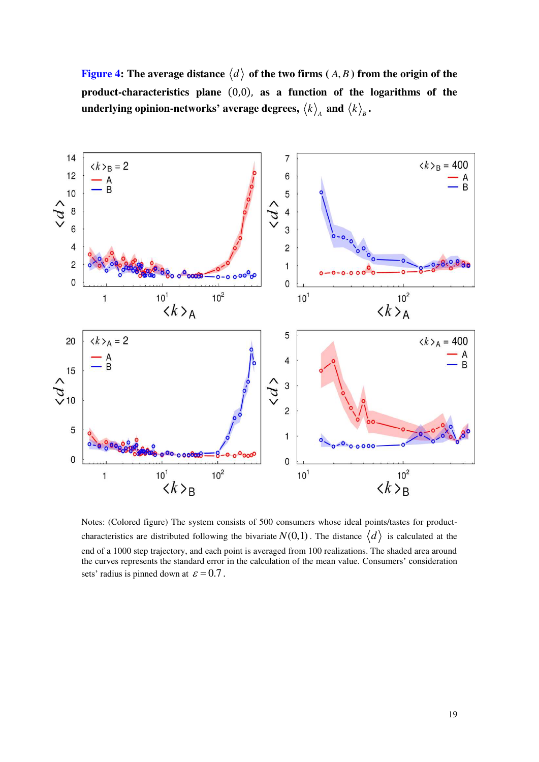**Figure 4**: **The average distance $\langle d \rangle$ of the two firms ($A, B$) from the origin of the product-characteristics plane (0,0), as a function of the logarithms of the underlying opinion-networks' average degrees, $\langle k \rangle_A$ and $\langle k \rangle_B$.**

Notes: (Colored figure) The system consists of 500 consumers whose ideal points/tastes for product-characteristics are distributed following the bivariate $N(0,1)$. The distance $\langle d \rangle$ is calculated at the end of a 1000 step trajectory, and each point is averaged from 100 realizations. The shaded area around the curves represents the standard error in the calculation of the mean value. Consumers' consideration sets' radius is pinned down at $\varepsilon = 0.7$.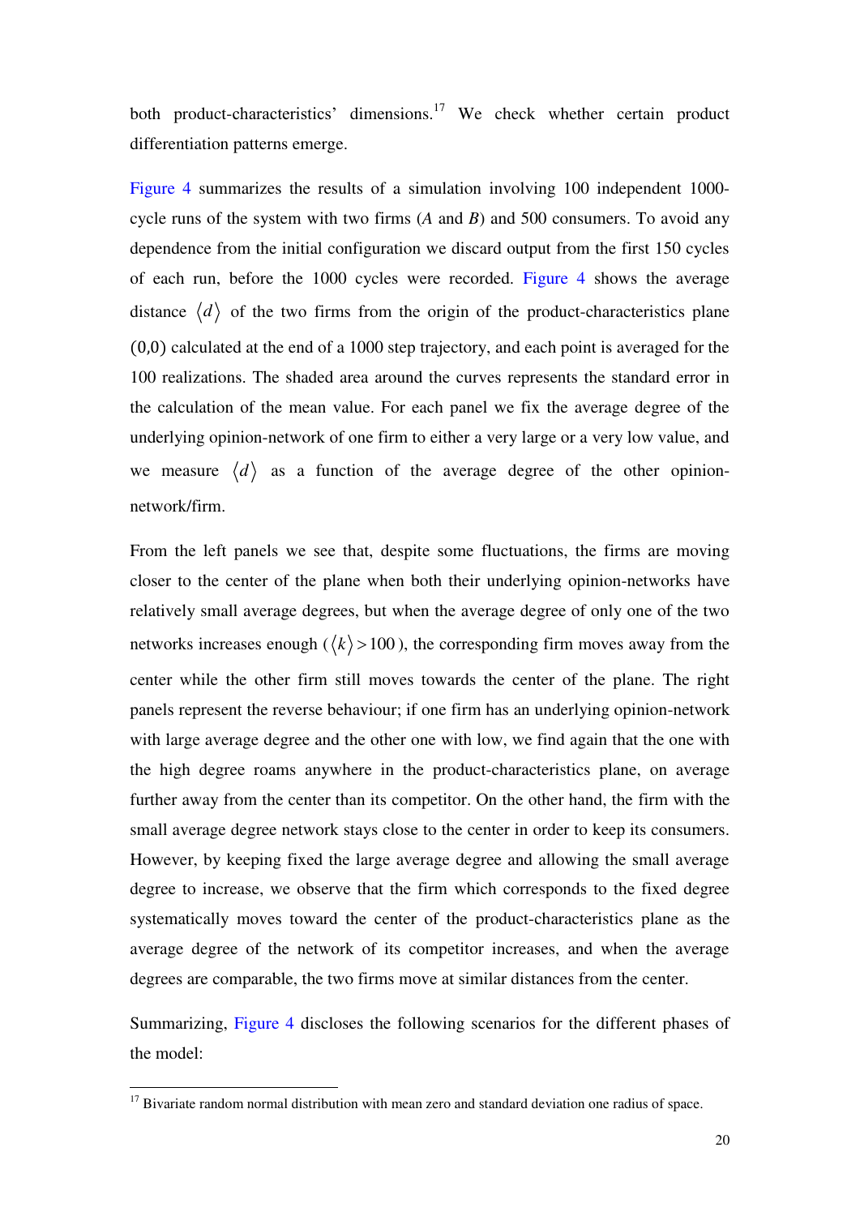both product-characteristics' dimensions.[17] We check whether certain product differentiation patterns emerge.

Figure 4 summarizes the results of a simulation involving 100 independent 1000-cycle runs of the system with two firms (*A* and *B*) and 500 consumers. To avoid any dependence from the initial configuration we discard output from the first 150 cycles of each run, before the 1000 cycles were recorded. Figure 4 shows the average distance $\langle d \rangle$ of the two firms from the origin of the product-characteristics plane $(0,0)$ calculated at the end of a 1000 step trajectory, and each point is averaged for the 100 realizations. The shaded area around the curves represents the standard error in the calculation of the mean value. For each panel we fix the average degree of the underlying opinion-network of one firm to either a very large or a very low value, and we measure $\langle d \rangle$ as a function of the average degree of the other opinion-network/firm.

From the left panels we see that, despite some fluctuations, the firms are moving closer to the center of the plane when both their underlying opinion-networks have relatively small average degrees, but when the average degree of only one of the two networks increases enough ($\langle k \rangle > 100$), the corresponding firm moves away from the center while the other firm still moves towards the center of the plane. The right panels represent the reverse behaviour; if one firm has an underlying opinion-network with large average degree and the other one with low, we find again that the one with the high degree roams anywhere in the product-characteristics plane, on average further away from the center than its competitor. On the other hand, the firm with the small average degree network stays close to the center in order to keep its consumers. However, by keeping fixed the large average degree and allowing the small average degree to increase, we observe that the firm which corresponds to the fixed degree systematically moves toward the center of the product-characteristics plane as the average degree of the network of its competitor increases, and when the average degrees are comparable, the two firms move at similar distances from the center.

Summarizing, Figure 4 discloses the following scenarios for the different phases of the model:

[17] Bivariate random normal distribution with mean zero and standard deviation one radius of space.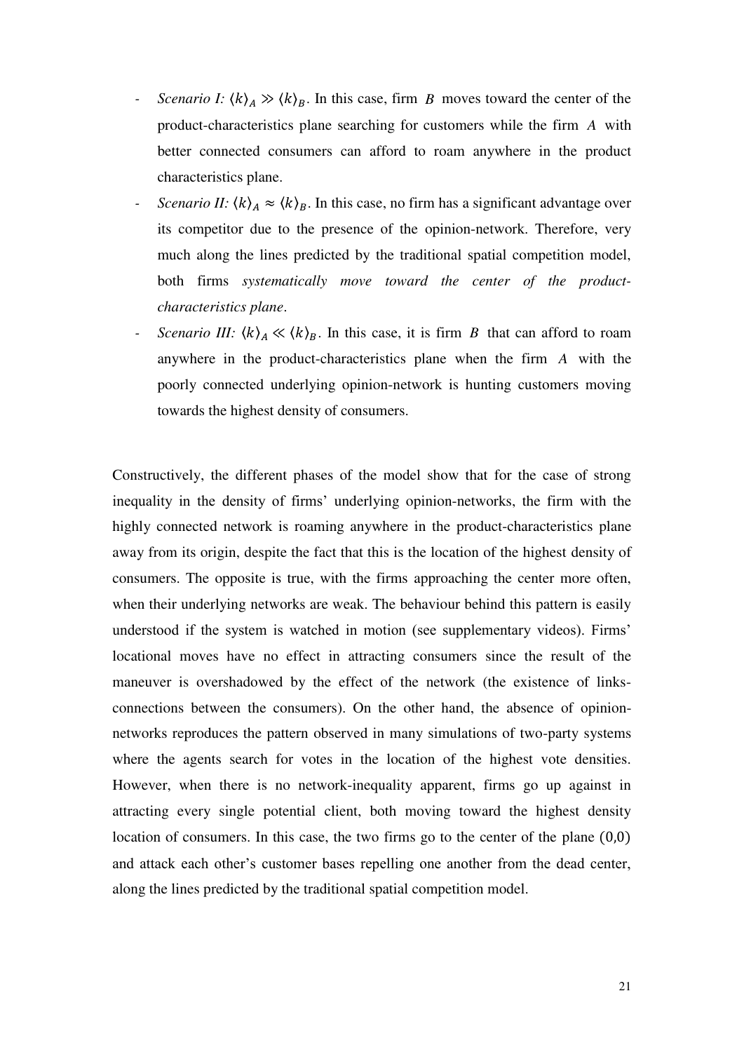- *Scenario I:* $\langle k \rangle_A \gg \langle k \rangle_B$. In this case, firm $B$ moves toward the center of the product-characteristics plane searching for customers while the firm $A$ with better connected consumers can afford to roam anywhere in the product characteristics plane.
- *Scenario II:* $\langle k \rangle_A \approx \langle k \rangle_B$. In this case, no firm has a significant advantage over its competitor due to the presence of the opinion-network. Therefore, very much along the lines predicted by the traditional spatial competition model, both firms *systematically move toward the center of the product-characteristics plane*.
- *Scenario III:* $\langle k \rangle_A \ll \langle k \rangle_B$. In this case, it is firm $B$ that can afford to roam anywhere in the product-characteristics plane when the firm $A$ with the poorly connected underlying opinion-network is hunting customers moving towards the highest density of consumers.

Constructively, the different phases of the model show that for the case of strong inequality in the density of firms' underlying opinion-networks, the firm with the highly connected network is roaming anywhere in the product-characteristics plane away from its origin, despite the fact that this is the location of the highest density of consumers. The opposite is true, with the firms approaching the center more often, when their underlying networks are weak. The behaviour behind this pattern is easily understood if the system is watched in motion (see supplementary videos). Firms' locational moves have no effect in attracting consumers since the result of the maneuver is overshadowed by the effect of the network (the existence of links-connections between the consumers). On the other hand, the absence of opinion-networks reproduces the pattern observed in many simulations of two-party systems where the agents search for votes in the location of the highest vote densities. However, when there is no network-inequality apparent, firms go up against in attracting every single potential client, both moving toward the highest density location of consumers. In this case, the two firms go to the center of the plane $(0,0)$ and attack each other's customer bases repelling one another from the dead center, along the lines predicted by the traditional spatial competition model.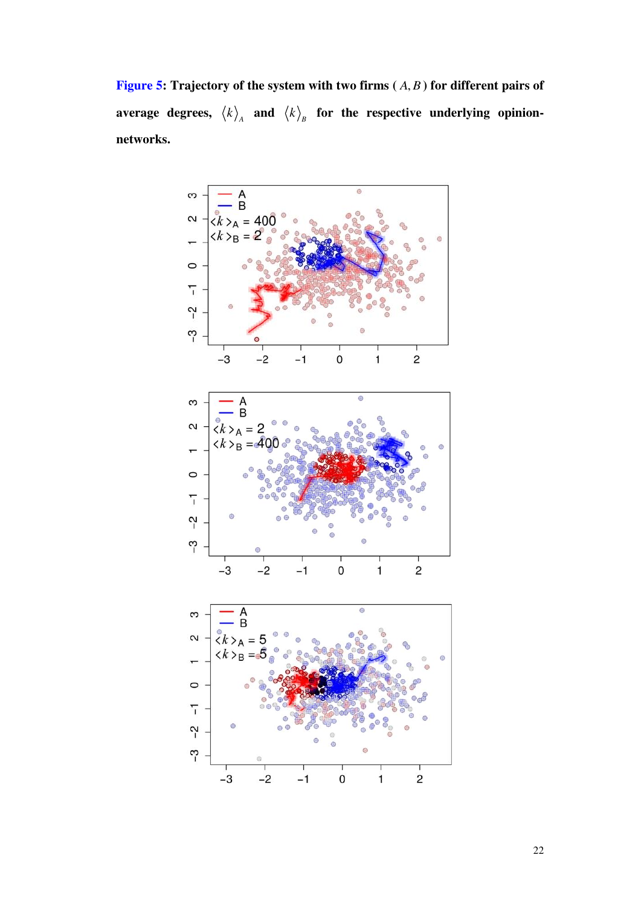**Figure 5: Trajectory of the system with two firms ( $A, B$ ) for different pairs of average degrees, $\langle k \rangle_A$ and $\langle k \rangle_B$ for the respective underlying opinion-networks.**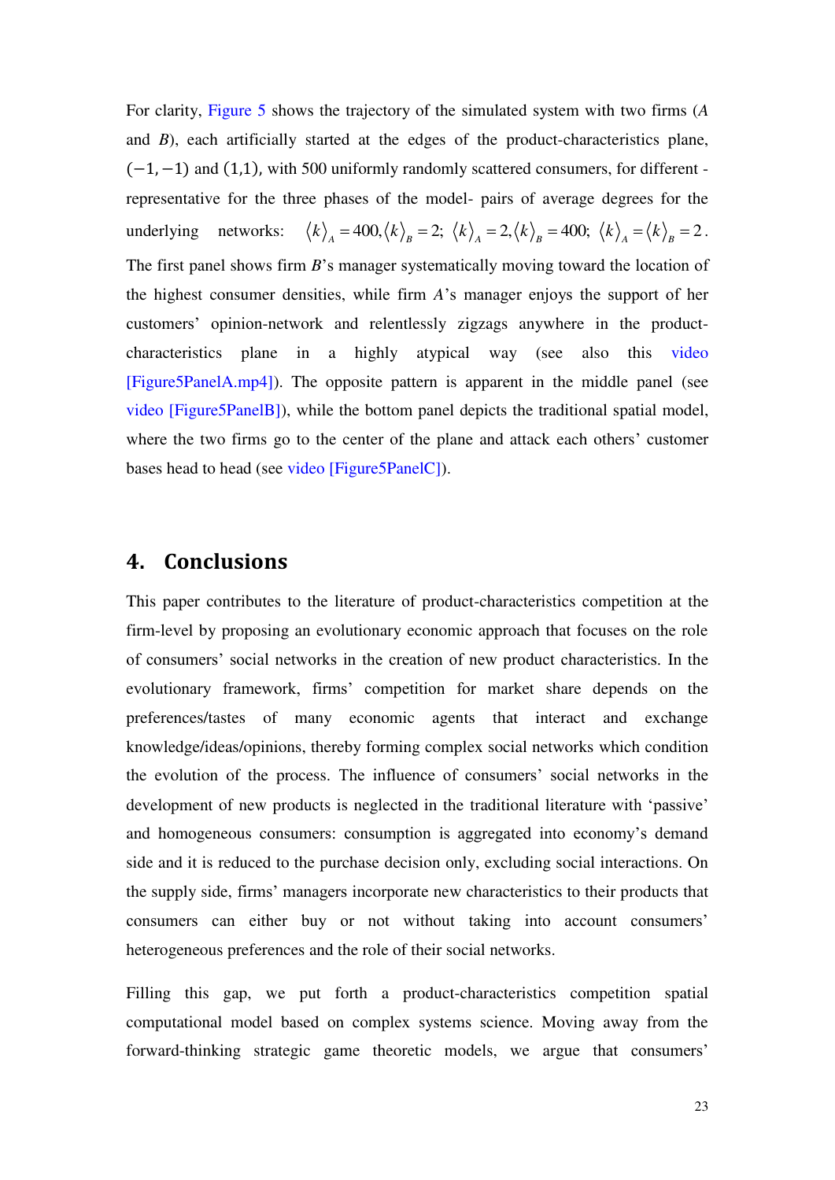For clarity, Figure 5 shows the trajectory of the simulated system with two firms (*A* and *B*), each artificially started at the edges of the product-characteristics plane, $(-1,-1)$ and $(1,1)$, with 500 uniformly randomly scattered consumers, for different - representative for the three phases of the model- pairs of average degrees for the underlying networks: $\langle k \rangle_A = 400, \langle k \rangle_B = 2$; $\langle k \rangle_A = 2, \langle k \rangle_B = 400$; $\langle k \rangle_A = \langle k \rangle_B = 2$. The first panel shows firm *B*'s manager systematically moving toward the location of the highest consumer densities, while firm *A*'s manager enjoys the support of her customers' opinion-network and relentlessly zigzags anywhere in the product-characteristics plane in a highly atypical way (see also this video [Figure5PanelA.mp4]). The opposite pattern is apparent in the middle panel (see video [Figure5PanelB]), while the bottom panel depicts the traditional spatial model, where the two firms go to the center of the plane and attack each others' customer bases head to head (see video [Figure5PanelC]).

## 4. Conclusions

This paper contributes to the literature of product-characteristics competition at the firm-level by proposing an evolutionary economic approach that focuses on the role of consumers' social networks in the creation of new product characteristics. In the evolutionary framework, firms' competition for market share depends on the preferences/tastes of many economic agents that interact and exchange knowledge/ideas/opinions, thereby forming complex social networks which condition the evolution of the process. The influence of consumers' social networks in the development of new products is neglected in the traditional literature with 'passive' and homogeneous consumers: consumption is aggregated into economy's demand side and it is reduced to the purchase decision only, excluding social interactions. On the supply side, firms' managers incorporate new characteristics to their products that consumers can either buy or not without taking into account consumers' heterogeneous preferences and the role of their social networks.

Filling this gap, we put forth a product-characteristics competition spatial computational model based on complex systems science. Moving away from the forward-thinking strategic game theoretic models, we argue that consumers'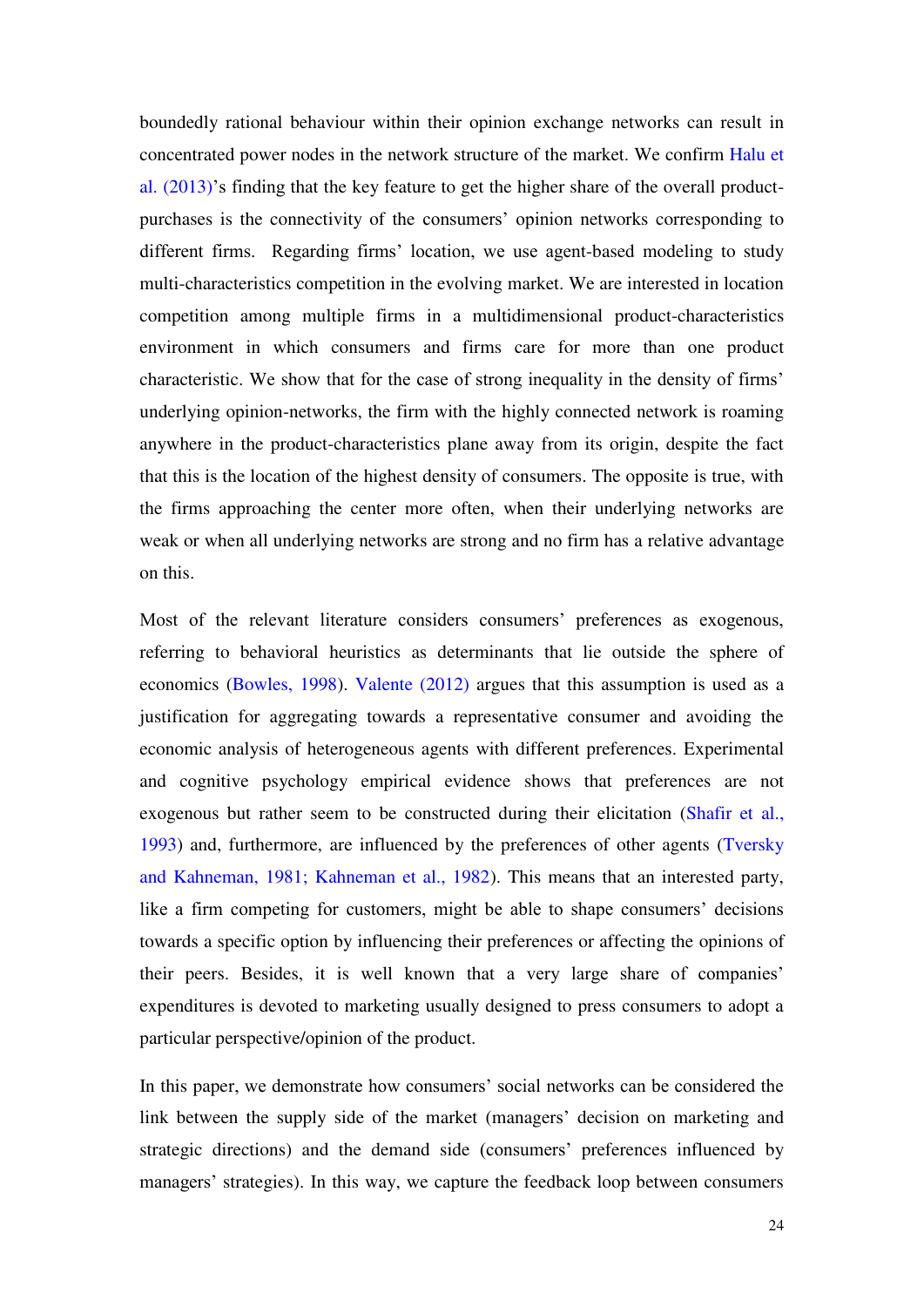boundedly rational behaviour within their opinion exchange networks can result in concentrated power nodes in the network structure of the market. We confirm Halu et al. (2013)'s finding that the key feature to get the higher share of the overall product-purchases is the connectivity of the consumers' opinion networks corresponding to different firms. Regarding firms' location, we use agent-based modeling to study multi-characteristics competition in the evolving market. We are interested in location competition among multiple firms in a multidimensional product-characteristics environment in which consumers and firms care for more than one product characteristic. We show that for the case of strong inequality in the density of firms' underlying opinion-networks, the firm with the highly connected network is roaming anywhere in the product-characteristics plane away from its origin, despite the fact that this is the location of the highest density of consumers. The opposite is true, with the firms approaching the center more often, when their underlying networks are weak or when all underlying networks are strong and no firm has a relative advantage on this.

Most of the relevant literature considers consumers' preferences as exogenous, referring to behavioral heuristics as determinants that lie outside the sphere of economics (Bowles, 1998). Valente (2012) argues that this assumption is used as a justification for aggregating towards a representative consumer and avoiding the economic analysis of heterogeneous agents with different preferences. Experimental and cognitive psychology empirical evidence shows that preferences are not exogenous but rather seem to be constructed during their elicitation (Shafir et al., 1993) and, furthermore, are influenced by the preferences of other agents (Tversky and Kahneman, 1981; Kahneman et al., 1982). This means that an interested party, like a firm competing for customers, might be able to shape consumers' decisions towards a specific option by influencing their preferences or affecting the opinions of their peers. Besides, it is well known that a very large share of companies' expenditures is devoted to marketing usually designed to press consumers to adopt a particular perspective/opinion of the product.

In this paper, we demonstrate how consumers' social networks can be considered the link between the supply side of the market (managers' decision on marketing and strategic directions) and the demand side (consumers' preferences influenced by managers' strategies). In this way, we capture the feedback loop between consumers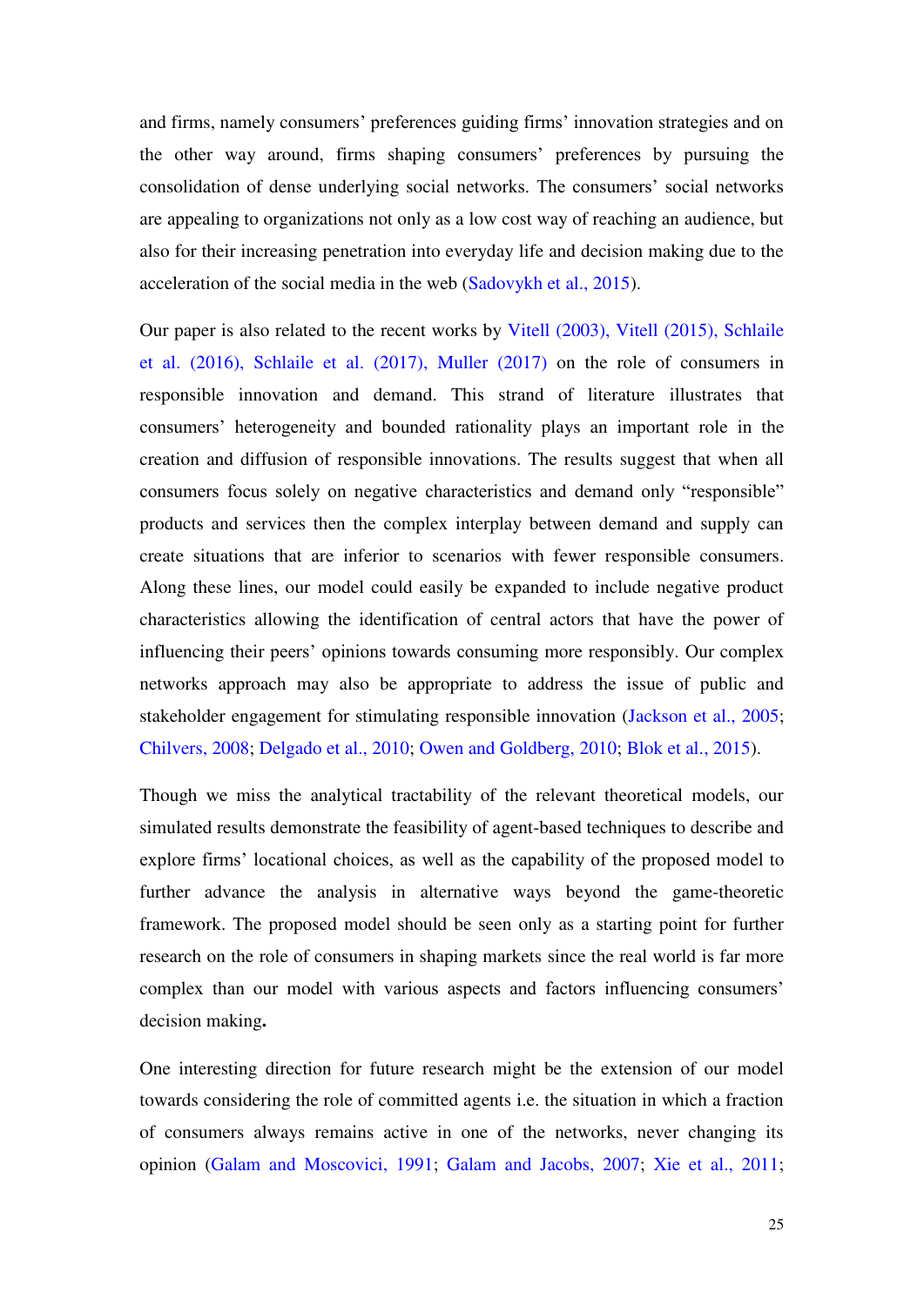and firms, namely consumers' preferences guiding firms' innovation strategies and on the other way around, firms shaping consumers' preferences by pursuing the consolidation of dense underlying social networks. The consumers' social networks are appealing to organizations not only as a low cost way of reaching an audience, but also for their increasing penetration into everyday life and decision making due to the acceleration of the social media in the web (Sadovykh et al., 2015).

Our paper is also related to the recent works by Vitell (2003), Vitell (2015), Schlaile et al. (2016), Schlaile et al. (2017), Muller (2017) on the role of consumers in responsible innovation and demand. This strand of literature illustrates that consumers' heterogeneity and bounded rationality plays an important role in the creation and diffusion of responsible innovations. The results suggest that when all consumers focus solely on negative characteristics and demand only "responsible" products and services then the complex interplay between demand and supply can create situations that are inferior to scenarios with fewer responsible consumers. Along these lines, our model could easily be expanded to include negative product characteristics allowing the identification of central actors that have the power of influencing their peers' opinions towards consuming more responsibly. Our complex networks approach may also be appropriate to address the issue of public and stakeholder engagement for stimulating responsible innovation (Jackson et al., 2005; Chilvers, 2008; Delgado et al., 2010; Owen and Goldberg, 2010; Blok et al., 2015).

Though we miss the analytical tractability of the relevant theoretical models, our simulated results demonstrate the feasibility of agent-based techniques to describe and explore firms' locational choices, as well as the capability of the proposed model to further advance the analysis in alternative ways beyond the game-theoretic framework. The proposed model should be seen only as a starting point for further research on the role of consumers in shaping markets since the real world is far more complex than our model with various aspects and factors influencing consumers' decision making**.**

One interesting direction for future research might be the extension of our model towards considering the role of committed agents i.e. the situation in which a fraction of consumers always remains active in one of the networks, never changing its opinion (Galam and Moscovici, 1991; Galam and Jacobs, 2007; Xie et al., 2011;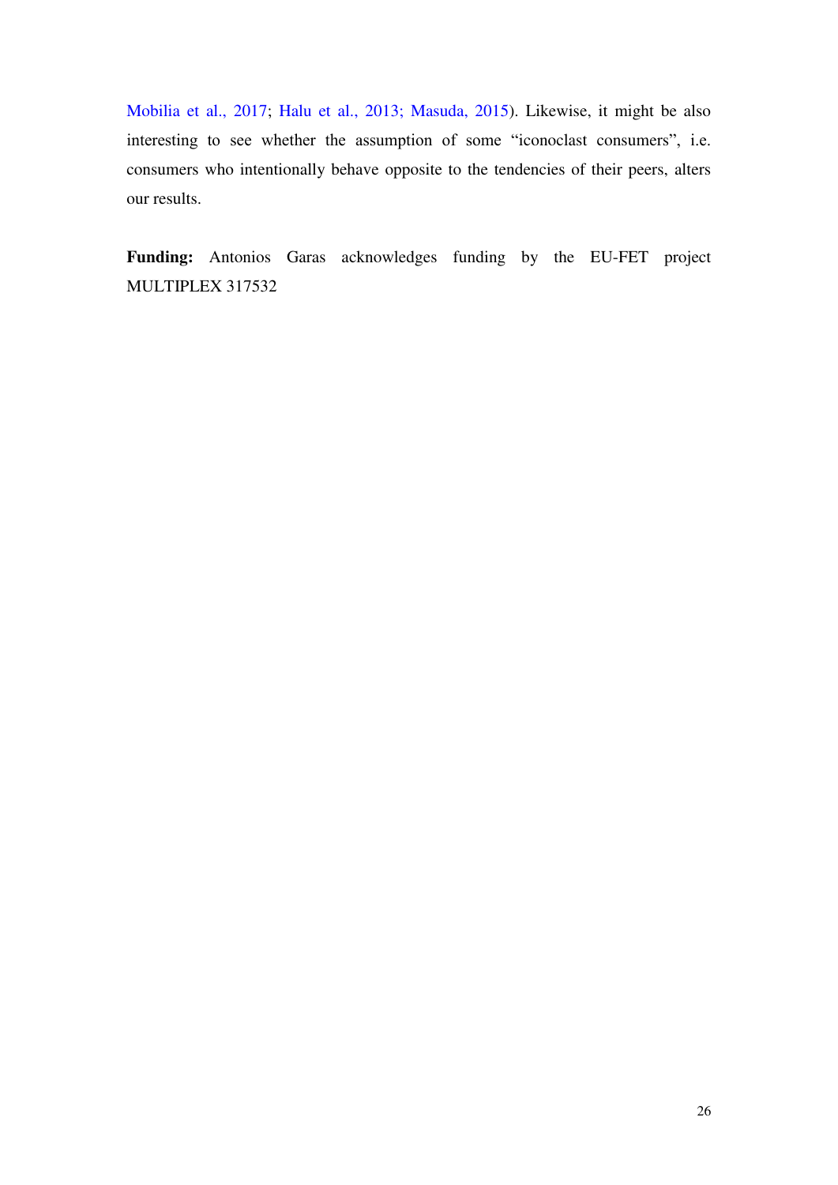Mobilia et al., 2017; Halu et al., 2013; Masuda, 2015). Likewise, it might be also interesting to see whether the assumption of some "iconoclast consumers", i.e. consumers who intentionally behave opposite to the tendencies of their peers, alters our results.

**Funding:** Antonios Garas acknowledges funding by the EU-FET project MULTIPLEX 317532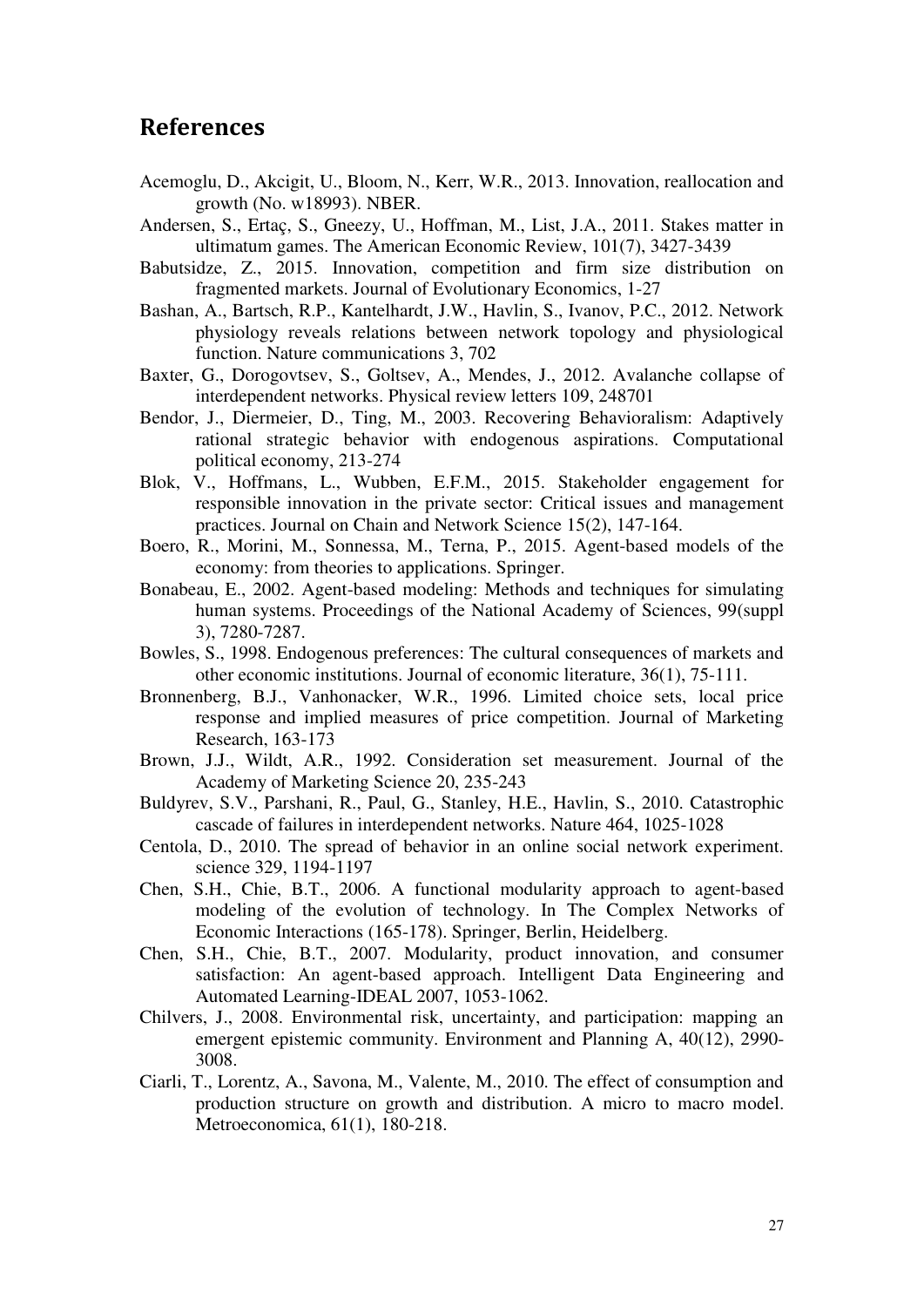## References

Acemoglu, D., Akcigit, U., Bloom, N., Kerr, W.R., 2013. Innovation, reallocation and growth (No. w18993). NBER.

Andersen, S., Ertaç, S., Gneezy, U., Hoffman, M., List, J.A., 2011. Stakes matter in ultimatum games. The American Economic Review, 101(7), 3427-3439

Babutsidze, Z., 2015. Innovation, competition and firm size distribution on fragmented markets. Journal of Evolutionary Economics, 1-27

Bashan, A., Bartsch, R.P., Kantelhardt, J.W., Havlin, S., Ivanov, P.C., 2012. Network physiology reveals relations between network topology and physiological function. Nature communications 3, 702

Baxter, G., Dorogovtsev, S., Goltsev, A., Mendes, J., 2012. Avalanche collapse of interdependent networks. Physical review letters 109, 248701

Bendor, J., Diermeier, D., Ting, M., 2003. Recovering Behavioralism: Adaptively rational strategic behavior with endogenous aspirations. Computational political economy, 213-274

Blok, V., Hoffmans, L., Wubben, E.F.M., 2015. Stakeholder engagement for responsible innovation in the private sector: Critical issues and management practices. Journal on Chain and Network Science 15(2), 147-164.

Boero, R., Morini, M., Sonnessa, M., Terna, P., 2015. Agent-based models of the economy: from theories to applications. Springer.

Bonabeau, E., 2002. Agent-based modeling: Methods and techniques for simulating human systems. Proceedings of the National Academy of Sciences, 99(suppl 3), 7280-7287.

Bowles, S., 1998. Endogenous preferences: The cultural consequences of markets and other economic institutions. Journal of economic literature, 36(1), 75-111.

Bronnenberg, B.J., Vanhonacker, W.R., 1996. Limited choice sets, local price response and implied measures of price competition. Journal of Marketing Research, 163-173

Brown, J.J., Wildt, A.R., 1992. Consideration set measurement. Journal of the Academy of Marketing Science 20, 235-243

Buldyrev, S.V., Parshani, R., Paul, G., Stanley, H.E., Havlin, S., 2010. Catastrophic cascade of failures in interdependent networks. Nature 464, 1025-1028

Centola, D., 2010. The spread of behavior in an online social network experiment. science 329, 1194-1197

Chen, S.H., Chie, B.T., 2006. A functional modularity approach to agent-based modeling of the evolution of technology. In The Complex Networks of Economic Interactions (165-178). Springer, Berlin, Heidelberg.

Chen, S.H., Chie, B.T., 2007. Modularity, product innovation, and consumer satisfaction: An agent-based approach. Intelligent Data Engineering and Automated Learning-IDEAL 2007, 1053-1062.

Chilvers, J., 2008. Environmental risk, uncertainty, and participation: mapping an emergent epistemic community. Environment and Planning A, 40(12), 2990-3008.

Ciarli, T., Lorentz, A., Savona, M., Valente, M., 2010. The effect of consumption and production structure on growth and distribution. A micro to macro model. Metroeconomica, 61(1), 180-218.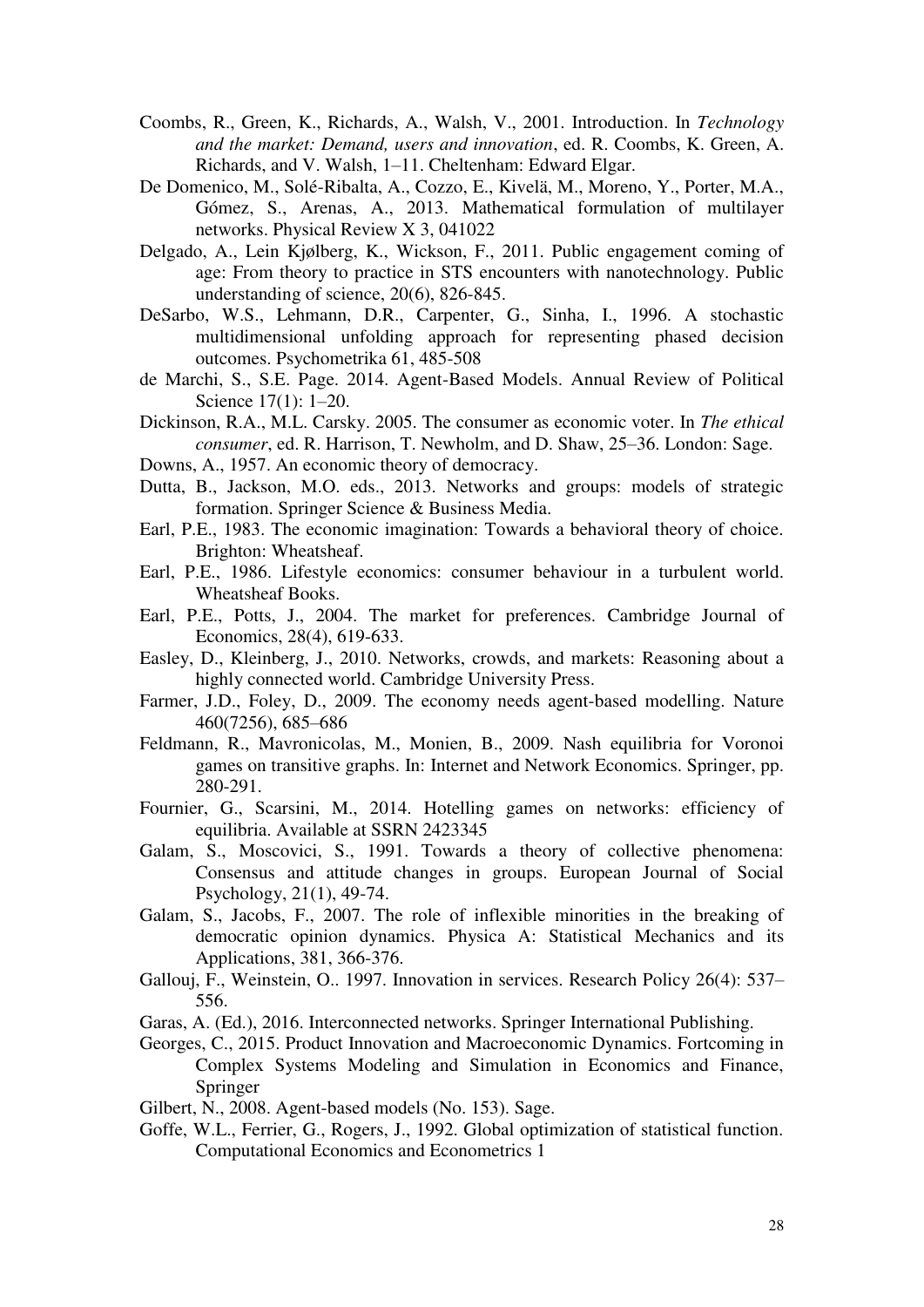Coombs, R., Green, K., Richards, A., Walsh, V., 2001. Introduction. In *Technology and the market: Demand, users and innovation*, ed. R. Coombs, K. Green, A. Richards, and V. Walsh, 1–11. Cheltenham: Edward Elgar.

De Domenico, M., Solé-Ribalta, A., Cozzo, E., Kivelä, M., Moreno, Y., Porter, M.A., Gómez, S., Arenas, A., 2013. Mathematical formulation of multilayer networks. Physical Review X 3, 041022

Delgado, A., Lein Kjølberg, K., Wickson, F., 2011. Public engagement coming of age: From theory to practice in STS encounters with nanotechnology. Public understanding of science, 20(6), 826-845.

DeSarbo, W.S., Lehmann, D.R., Carpenter, G., Sinha, I., 1996. A stochastic multidimensional unfolding approach for representing phased decision outcomes. Psychometrika 61, 485-508

de Marchi, S., S.E. Page. 2014. Agent-Based Models. Annual Review of Political Science 17(1): 1–20.

Dickinson, R.A., M.L. Carsky. 2005. The consumer as economic voter. In *The ethical consumer*, ed. R. Harrison, T. Newholm, and D. Shaw, 25–36. London: Sage.

Downs, A., 1957. An economic theory of democracy.

Dutta, B., Jackson, M.O. eds., 2013. Networks and groups: models of strategic formation. Springer Science & Business Media.

Earl, P.E., 1983. The economic imagination: Towards a behavioral theory of choice. Brighton: Wheatsheaf.

Earl, P.E., 1986. Lifestyle economics: consumer behaviour in a turbulent world. Wheatsheaf Books.

Earl, P.E., Potts, J., 2004. The market for preferences. Cambridge Journal of Economics, 28(4), 619-633.

Easley, D., Kleinberg, J., 2010. Networks, crowds, and markets: Reasoning about a highly connected world. Cambridge University Press.

Farmer, J.D., Foley, D., 2009. The economy needs agent-based modelling. Nature 460(7256), 685–686

Feldmann, R., Mavronicolas, M., Monien, B., 2009. Nash equilibria for Voronoi games on transitive graphs. In: Internet and Network Economics. Springer, pp. 280-291.

Fournier, G., Scarsini, M., 2014. Hotelling games on networks: efficiency of equilibria. Available at SSRN 2423345

Galam, S., Moscovici, S., 1991. Towards a theory of collective phenomena: Consensus and attitude changes in groups. European Journal of Social Psychology, 21(1), 49-74.

Galam, S., Jacobs, F., 2007. The role of inflexible minorities in the breaking of democratic opinion dynamics. Physica A: Statistical Mechanics and its Applications, 381, 366-376.

Gallouj, F., Weinstein, O.. 1997. Innovation in services. Research Policy 26(4): 537–556.

Garas, A. (Ed.), 2016. Interconnected networks. Springer International Publishing.

Georges, C., 2015. Product Innovation and Macroeconomic Dynamics. Fortcoming in Complex Systems Modeling and Simulation in Economics and Finance, Springer

Gilbert, N., 2008. Agent-based models (No. 153). Sage.

Goffe, W.L., Ferrier, G., Rogers, J., 1992. Global optimization of statistical function. Computational Economics and Econometrics 1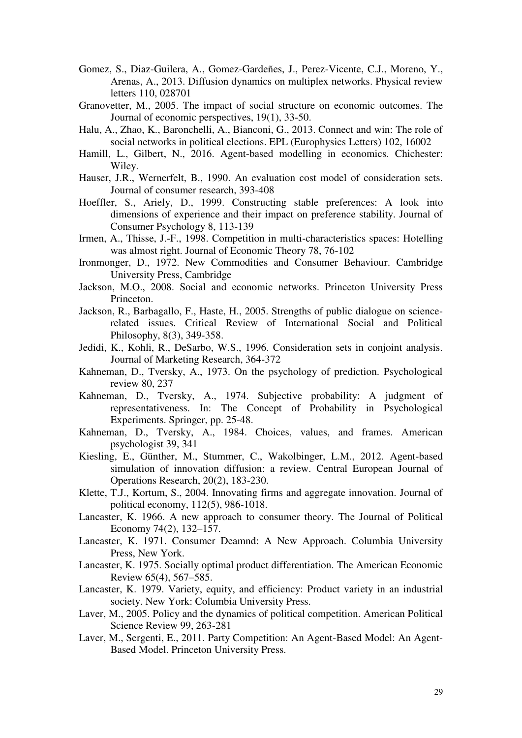Gomez, S., Diaz-Guilera, A., Gomez-Gardeñes, J., Perez-Vicente, C.J., Moreno, Y., Arenas, A., 2013. Diffusion dynamics on multiplex networks. Physical review letters 110, 028701

Granovetter, M., 2005. The impact of social structure on economic outcomes. The Journal of economic perspectives, 19(1), 33-50.

Halu, A., Zhao, K., Baronchelli, A., Bianconi, G., 2013. Connect and win: The role of social networks in political elections. EPL (Europhysics Letters) 102, 16002

Hamill, L., Gilbert, N., 2016. Agent-based modelling in economics. Chichester: Wiley.

Hauser, J.R., Wernerfelt, B., 1990. An evaluation cost model of consideration sets. Journal of consumer research, 393-408

Hoeffler, S., Ariely, D., 1999. Constructing stable preferences: A look into dimensions of experience and their impact on preference stability. Journal of Consumer Psychology 8, 113-139

Irmen, A., Thisse, J.-F., 1998. Competition in multi-characteristics spaces: Hotelling was almost right. Journal of Economic Theory 78, 76-102

Ironmonger, D., 1972. New Commodities and Consumer Behaviour. Cambridge University Press, Cambridge

Jackson, M.O., 2008. Social and economic networks. Princeton University Press Princeton.

Jackson, R., Barbagallo, F., Haste, H., 2005. Strengths of public dialogue on science-related issues. Critical Review of International Social and Political Philosophy, 8(3), 349-358.

Jedidi, K., Kohli, R., DeSarbo, W.S., 1996. Consideration sets in conjoint analysis. Journal of Marketing Research, 364-372

Kahneman, D., Tversky, A., 1973. On the psychology of prediction. Psychological review 80, 237

Kahneman, D., Tversky, A., 1974. Subjective probability: A judgment of representativeness. In: The Concept of Probability in Psychological Experiments. Springer, pp. 25-48.

Kahneman, D., Tversky, A., 1984. Choices, values, and frames. American psychologist 39, 341

Kiesling, E., Günther, M., Stummer, C., Wakolbinger, L.M., 2012. Agent-based simulation of innovation diffusion: a review. Central European Journal of Operations Research, 20(2), 183-230.

Klette, T.J., Kortum, S., 2004. Innovating firms and aggregate innovation. Journal of political economy, 112(5), 986-1018.

Lancaster, K. 1966. A new approach to consumer theory. The Journal of Political Economy 74(2), 132–157.

Lancaster, K. 1971. Consumer Deamnd: A New Approach. Columbia University Press, New York.

Lancaster, K. 1975. Socially optimal product differentiation. The American Economic Review 65(4), 567–585.

Lancaster, K. 1979. Variety, equity, and efficiency: Product variety in an industrial society. New York: Columbia University Press.

Laver, M., 2005. Policy and the dynamics of political competition. American Political Science Review 99, 263-281

Laver, M., Sergenti, E., 2011. Party Competition: An Agent-Based Model: An Agent-Based Model. Princeton University Press.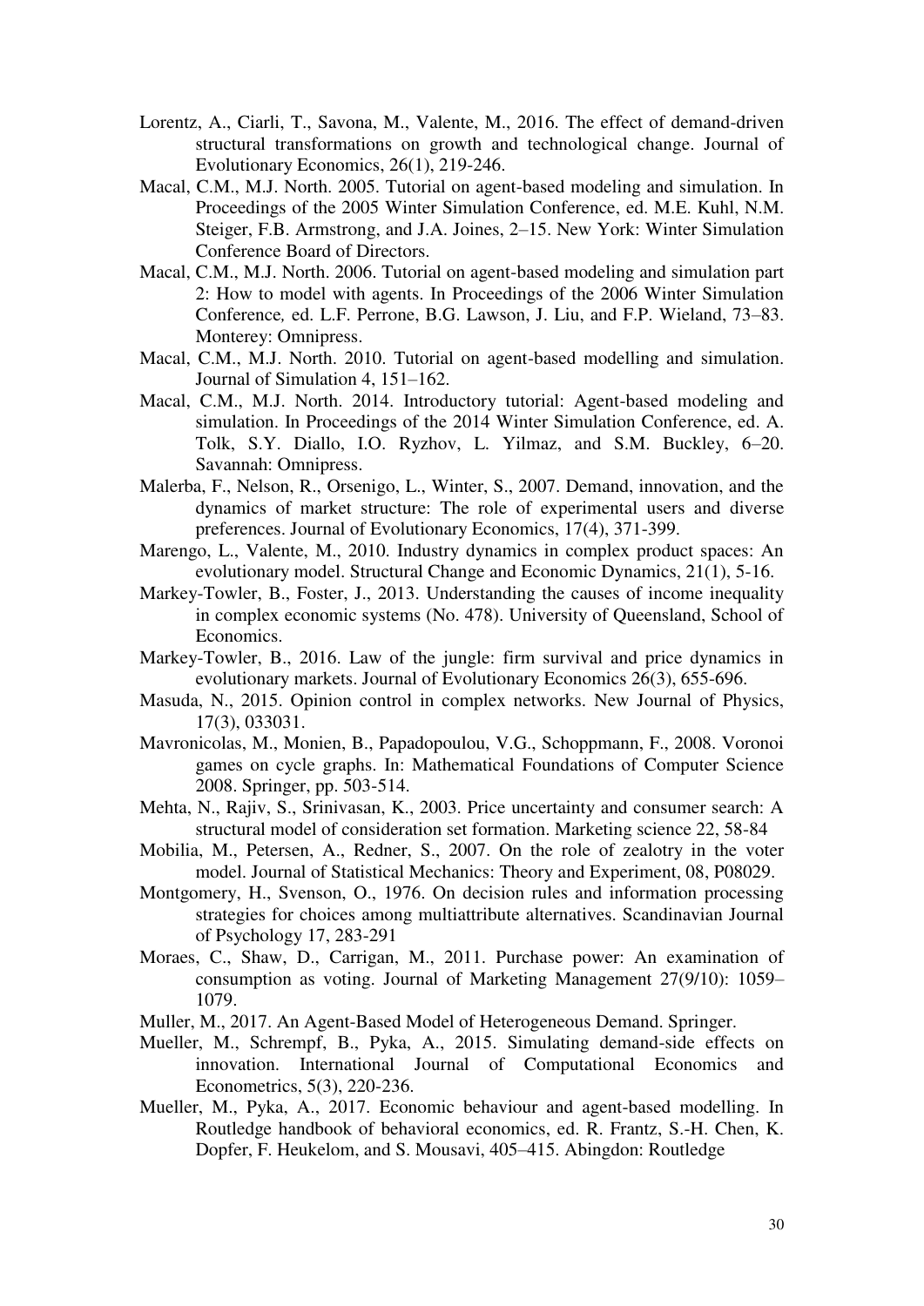Lorentz, A., Ciarli, T., Savona, M., Valente, M., 2016. The effect of demand-driven structural transformations on growth and technological change. Journal of Evolutionary Economics, 26(1), 219-246.

Macal, C.M., M.J. North. 2005. Tutorial on agent-based modeling and simulation. In Proceedings of the 2005 Winter Simulation Conference, ed. M.E. Kuhl, N.M. Steiger, F.B. Armstrong, and J.A. Joines, 2–15. New York: Winter Simulation Conference Board of Directors.

Macal, C.M., M.J. North. 2006. Tutorial on agent-based modeling and simulation part 2: How to model with agents. In Proceedings of the 2006 Winter Simulation Conference*,* ed. L.F. Perrone, B.G. Lawson, J. Liu, and F.P. Wieland, 73–83. Monterey: Omnipress.

Macal, C.M., M.J. North. 2010. Tutorial on agent-based modelling and simulation. Journal of Simulation 4, 151–162.

Macal, C.M., M.J. North. 2014. Introductory tutorial: Agent-based modeling and simulation. In Proceedings of the 2014 Winter Simulation Conference, ed. A. Tolk, S.Y. Diallo, I.O. Ryzhov, L. Yilmaz, and S.M. Buckley, 6–20. Savannah: Omnipress.

Malerba, F., Nelson, R., Orsenigo, L., Winter, S., 2007. Demand, innovation, and the dynamics of market structure: The role of experimental users and diverse preferences. Journal of Evolutionary Economics, 17(4), 371-399.

Marengo, L., Valente, M., 2010. Industry dynamics in complex product spaces: An evolutionary model. Structural Change and Economic Dynamics, 21(1), 5-16.

Markey-Towler, B., Foster, J., 2013. Understanding the causes of income inequality in complex economic systems (No. 478). University of Queensland, School of Economics.

Markey-Towler, B., 2016. Law of the jungle: firm survival and price dynamics in evolutionary markets. Journal of Evolutionary Economics 26(3), 655-696.

Masuda, N., 2015. Opinion control in complex networks. New Journal of Physics, 17(3), 033031.

Mavronicolas, M., Monien, B., Papadopoulou, V.G., Schoppmann, F., 2008. Voronoi games on cycle graphs. In: Mathematical Foundations of Computer Science 2008. Springer, pp. 503-514.

Mehta, N., Rajiv, S., Srinivasan, K., 2003. Price uncertainty and consumer search: A structural model of consideration set formation. Marketing science 22, 58-84

Mobilia, M., Petersen, A., Redner, S., 2007. On the role of zealotry in the voter model. Journal of Statistical Mechanics: Theory and Experiment, 08, P08029.

Montgomery, H., Svenson, O., 1976. On decision rules and information processing strategies for choices among multiattribute alternatives. Scandinavian Journal of Psychology 17, 283-291

Moraes, C., Shaw, D., Carrigan, M., 2011. Purchase power: An examination of consumption as voting. Journal of Marketing Management 27(9/10): 1059–1079.

Muller, M., 2017. An Agent-Based Model of Heterogeneous Demand. Springer.

Mueller, M., Schrempf, B., Pyka, A., 2015. Simulating demand-side effects on innovation. International Journal of Computational Economics and Econometrics, 5(3), 220-236.

Mueller, M., Pyka, A., 2017. Economic behaviour and agent-based modelling. In Routledge handbook of behavioral economics, ed. R. Frantz, S.-H. Chen, K. Dopfer, F. Heukelom, and S. Mousavi, 405–415. Abingdon: Routledge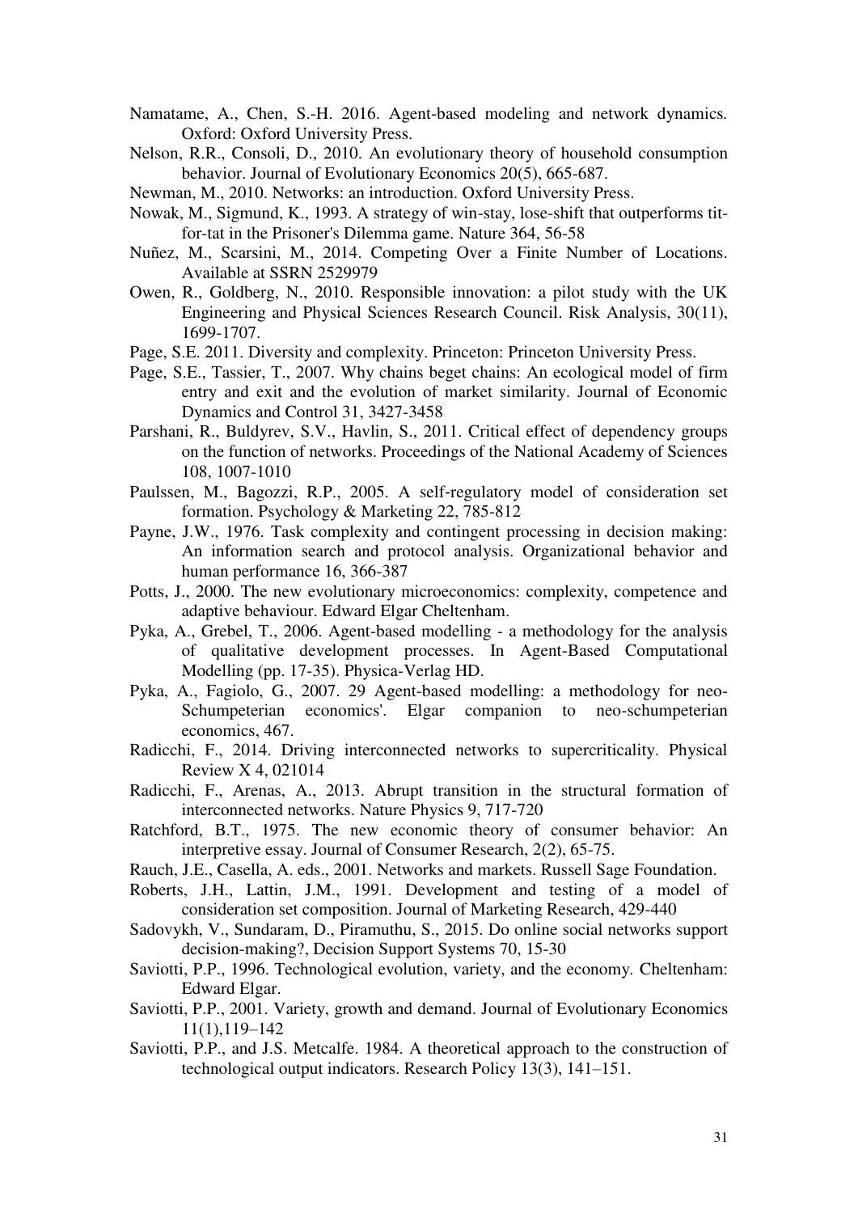Namatame, A., Chen, S.-H. 2016. Agent-based modeling and network dynamics. Oxford: Oxford University Press.

Nelson, R.R., Consoli, D., 2010. An evolutionary theory of household consumption behavior. Journal of Evolutionary Economics 20(5), 665-687.

Newman, M., 2010. Networks: an introduction. Oxford University Press.

Nowak, M., Sigmund, K., 1993. A strategy of win-stay, lose-shift that outperforms tit-for-tat in the Prisoner's Dilemma game. Nature 364, 56-58

Nuñez, M., Scarsini, M., 2014. Competing Over a Finite Number of Locations. Available at SSRN 2529979

Owen, R., Goldberg, N., 2010. Responsible innovation: a pilot study with the UK Engineering and Physical Sciences Research Council. Risk Analysis, 30(11), 1699-1707.

Page, S.E. 2011. Diversity and complexity. Princeton: Princeton University Press.

Page, S.E., Tassier, T., 2007. Why chains beget chains: An ecological model of firm entry and exit and the evolution of market similarity. Journal of Economic Dynamics and Control 31, 3427-3458

Parshani, R., Buldyrev, S.V., Havlin, S., 2011. Critical effect of dependency groups on the function of networks. Proceedings of the National Academy of Sciences 108, 1007-1010

Paulssen, M., Bagozzi, R.P., 2005. A self-regulatory model of consideration set formation. Psychology & Marketing 22, 785-812

Payne, J.W., 1976. Task complexity and contingent processing in decision making: An information search and protocol analysis. Organizational behavior and human performance 16, 366-387

Potts, J., 2000. The new evolutionary microeconomics: complexity, competence and adaptive behaviour. Edward Elgar Cheltenham.

Pyka, A., Grebel, T., 2006. Agent-based modelling - a methodology for the analysis of qualitative development processes. In Agent-Based Computational Modelling (pp. 17-35). Physica-Verlag HD.

Pyka, A., Fagiolo, G., 2007. 29 Agent-based modelling: a methodology for neo-Schumpeterian economics'. Elgar companion to neo-schumpeterian economics, 467.

Radicchi, F., 2014. Driving interconnected networks to supercriticality. Physical Review X 4, 021014

Radicchi, F., Arenas, A., 2013. Abrupt transition in the structural formation of interconnected networks. Nature Physics 9, 717-720

Ratchford, B.T., 1975. The new economic theory of consumer behavior: An interpretive essay. Journal of Consumer Research, 2(2), 65-75.

Rauch, J.E., Casella, A. eds., 2001. Networks and markets. Russell Sage Foundation.

Roberts, J.H., Lattin, J.M., 1991. Development and testing of a model of consideration set composition. Journal of Marketing Research, 429-440

Sadovykh, V., Sundaram, D., Piramuthu, S., 2015. Do online social networks support decision-making?, Decision Support Systems 70, 15-30

Saviotti, P.P., 1996. Technological evolution, variety, and the economy. Cheltenham: Edward Elgar.

Saviotti, P.P., 2001. Variety, growth and demand. Journal of Evolutionary Economics 11(1),119–142

Saviotti, P.P., and J.S. Metcalfe. 1984. A theoretical approach to the construction of technological output indicators. Research Policy 13(3), 141–151.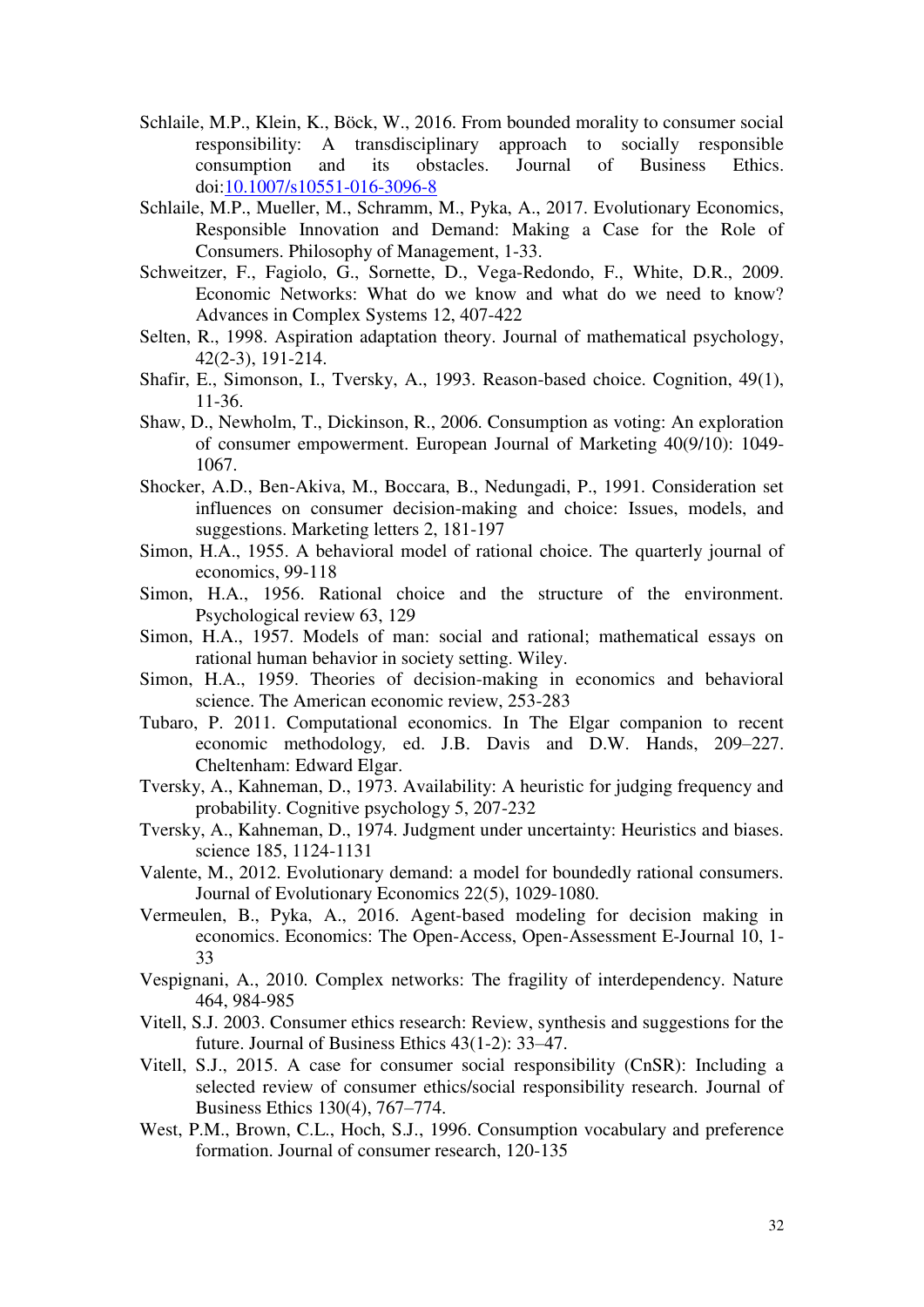Schlaile, M.P., Klein, K., Böck, W., 2016. From bounded morality to consumer social responsibility: A transdisciplinary approach to socially responsible consumption and its obstacles. Journal of Business Ethics. doi:10.1007/s10551-016-3096-8

Schlaile, M.P., Mueller, M., Schramm, M., Pyka, A., 2017. Evolutionary Economics, Responsible Innovation and Demand: Making a Case for the Role of Consumers. Philosophy of Management, 1-33.

Schweitzer, F., Fagiolo, G., Sornette, D., Vega-Redondo, F., White, D.R., 2009. Economic Networks: What do we know and what do we need to know? Advances in Complex Systems 12, 407-422

Selten, R., 1998. Aspiration adaptation theory. Journal of mathematical psychology, 42(2-3), 191-214.

Shafir, E., Simonson, I., Tversky, A., 1993. Reason-based choice. Cognition, 49(1), 11-36.

Shaw, D., Newholm, T., Dickinson, R., 2006. Consumption as voting: An exploration of consumer empowerment. European Journal of Marketing 40(9/10): 1049-1067.

Shocker, A.D., Ben-Akiva, M., Boccara, B., Nedungadi, P., 1991. Consideration set influences on consumer decision-making and choice: Issues, models, and suggestions. Marketing letters 2, 181-197

Simon, H.A., 1955. A behavioral model of rational choice. The quarterly journal of economics, 99-118

Simon, H.A., 1956. Rational choice and the structure of the environment. Psychological review 63, 129

Simon, H.A., 1957. Models of man: social and rational; mathematical essays on rational human behavior in society setting. Wiley.

Simon, H.A., 1959. Theories of decision-making in economics and behavioral science. The American economic review, 253-283

Tubaro, P. 2011. Computational economics. In The Elgar companion to recent economic methodology*,* ed. J.B. Davis and D.W. Hands, 209–227. Cheltenham: Edward Elgar.

Tversky, A., Kahneman, D., 1973. Availability: A heuristic for judging frequency and probability. Cognitive psychology 5, 207-232

Tversky, A., Kahneman, D., 1974. Judgment under uncertainty: Heuristics and biases. science 185, 1124-1131

Valente, M., 2012. Evolutionary demand: a model for boundedly rational consumers. Journal of Evolutionary Economics 22(5), 1029-1080.

Vermeulen, B., Pyka, A., 2016. Agent-based modeling for decision making in economics. Economics: The Open-Access, Open-Assessment E-Journal 10, 1-33

Vespignani, A., 2010. Complex networks: The fragility of interdependency. Nature 464, 984-985

Vitell, S.J. 2003. Consumer ethics research: Review, synthesis and suggestions for the future. Journal of Business Ethics 43(1-2): 33–47.

Vitell, S.J., 2015. A case for consumer social responsibility (CnSR): Including a selected review of consumer ethics/social responsibility research. Journal of Business Ethics 130(4), 767–774.

West, P.M., Brown, C.L., Hoch, S.J., 1996. Consumption vocabulary and preference formation. Journal of consumer research, 120-135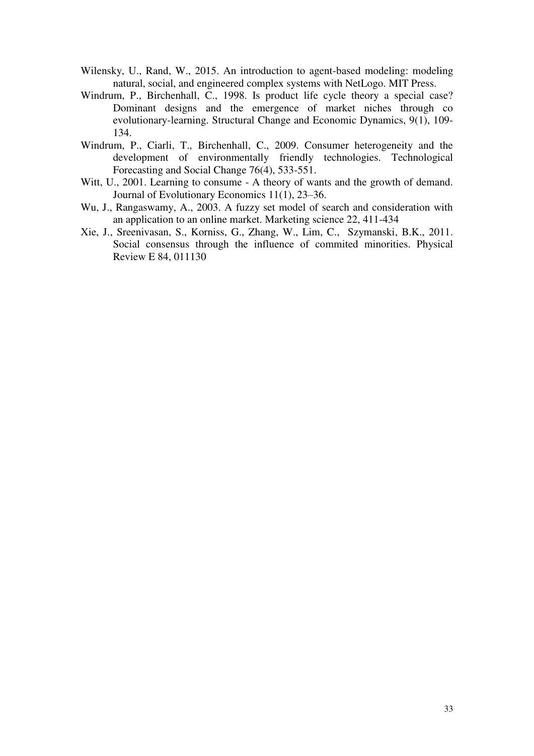Wilensky, U., Rand, W., 2015. An introduction to agent-based modeling: modeling natural, social, and engineered complex systems with NetLogo. MIT Press.

Windrum, P., Birchenhall, C., 1998. Is product life cycle theory a special case? Dominant designs and the emergence of market niches through co evolutionary-learning. Structural Change and Economic Dynamics, 9(1), 109-134.

Windrum, P., Ciarli, T., Birchenhall, C., 2009. Consumer heterogeneity and the development of environmentally friendly technologies. Technological Forecasting and Social Change 76(4), 533-551.

Witt, U., 2001. Learning to consume - A theory of wants and the growth of demand. Journal of Evolutionary Economics 11(1), 23–36.

Wu, J., Rangaswamy, A., 2003. A fuzzy set model of search and consideration with an application to an online market. Marketing science 22, 411-434

Xie, J., Sreenivasan, S., Korniss, G., Zhang, W., Lim, C., Szymanski, B.K., 2011. Social consensus through the influence of commited minorities. Physical Review E 84, 011130